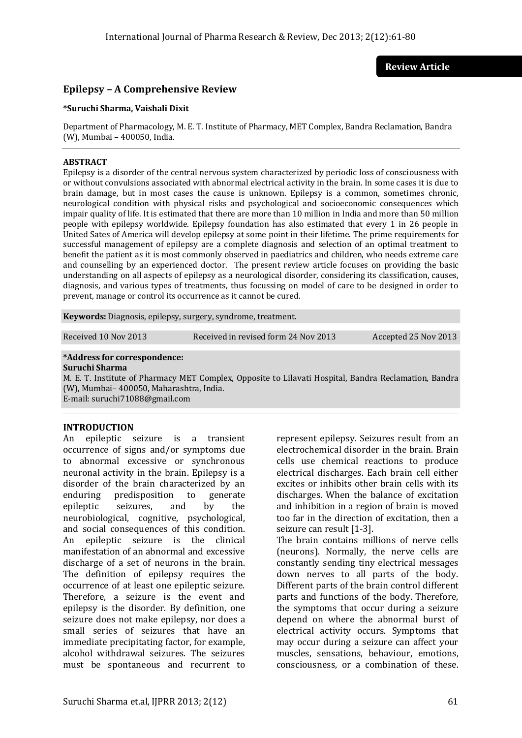**Review Article**

# Epilepsy – A Comprehensive Review

**\*Suruchi Sharma, Vaishali Dixit**

Department of Pharmacology, M. E. T. Institute of Pharmacy, MET Complex, Bandra Reclamation, Bandra (W), Mumbai – 400050, India.

**ABSTRACT**

Epilepsy is a disorder of the central nervous system characterized by periodic loss of consciousness with or without convulsions associated with abnormal electrical activity in the brain. In some cases it is due to brain damage, but in most cases the cause is unknown. Epilepsy is a common, sometimes chronic, neurological condition with physical risks and psychological and socioeconomic consequences which impair quality of life. It is estimated that there are more than 10 million in India and more than 50 million people with epilepsy worldwide. Epilepsy foundation has also estimated that every 1 in 26 people in United Sates of America will develop epilepsy at some point in their lifetime. The prime requirements for successful management of epilepsy are a complete diagnosis and selection of an optimal treatment to benefit the patient as it is most commonly observed in paediatrics and children, who needs extreme care and counselling by an experienced doctor. The present review article focuses on providing the basic understanding on all aspects of epilepsy as a neurological disorder, considering its classification, causes, diagnosis, and various types of treatments, thus focussing on model of care to be designed in order to prevent, manage or control its occurrence as it cannot be cured.

**Keywords:** Diagnosis, epilepsy, surgery, syndrome, treatment.

Received 10 Nov 2013 | Received in revised form 24 Nov 2013 | Accepted 25 Nov 2013

**\*Address for correspondence:**
**Suruchi Sharma**
M. E. T. Institute of Pharmacy MET Complex, Opposite to Lilavati Hospital, Bandra Reclamation, Bandra (W), Mumbai– 400050, Maharashtra, India.
E-mail: suruchi71088@gmail.com

## INTRODUCTION

An epileptic seizure is a transient occurrence of signs and/or symptoms due to abnormal excessive or synchronous neuronal activity in the brain. Epilepsy is a disorder of the brain characterized by an enduring predisposition to generate epileptic seizures, and by the neurobiological, cognitive, psychological, and social consequences of this condition. An epileptic seizure is the clinical manifestation of an abnormal and excessive discharge of a set of neurons in the brain. The definition of epilepsy requires the occurrence of at least one epileptic seizure. Therefore, a seizure is the event and epilepsy is the disorder. By definition, one seizure does not make epilepsy, nor does a small series of seizures that have an immediate precipitating factor, for example, alcohol withdrawal seizures. The seizures must be spontaneous and recurrent to represent epilepsy. Seizures result from an electrochemical disorder in the brain. Brain cells use chemical reactions to produce electrical discharges. Each brain cell either excites or inhibits other brain cells with its discharges. When the balance of excitation and inhibition in a region of brain is moved too far in the direction of excitation, then a seizure can result [1-3].

The brain contains millions of nerve cells (neurons). Normally, the nerve cells are constantly sending tiny electrical messages down nerves to all parts of the body. Different parts of the brain control different parts and functions of the body. Therefore, the symptoms that occur during a seizure depend on where the abnormal burst of electrical activity occurs. Symptoms that may occur during a seizure can affect your muscles, sensations, behaviour, emotions, consciousness, or a combination of these.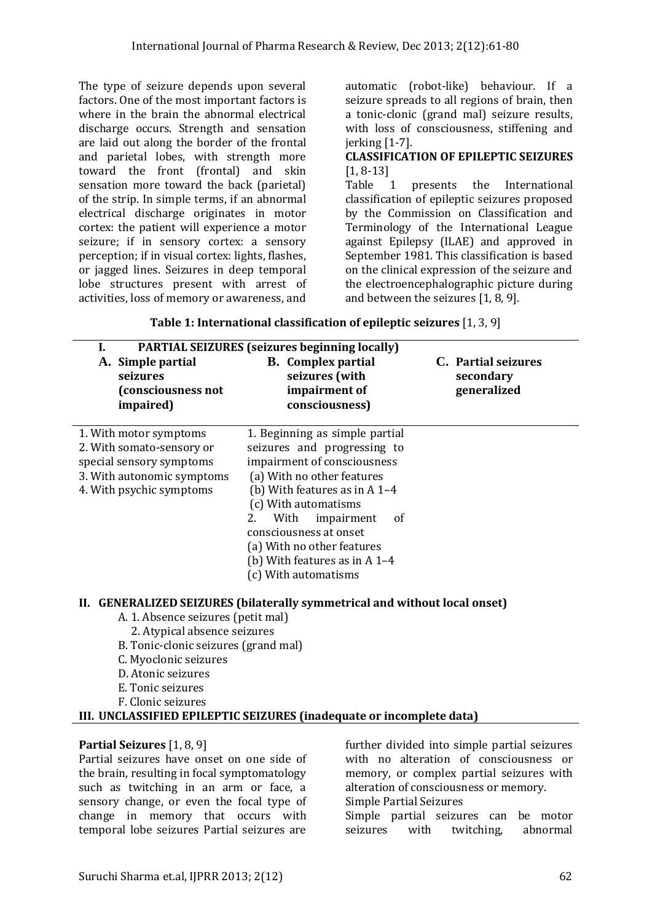The type of seizure depends upon several factors. One of the most important factors is where in the brain the abnormal electrical discharge occurs. Strength and sensation are laid out along the border of the frontal and parietal lobes, with strength more toward the front (frontal) and skin sensation more toward the back (parietal) of the strip. In simple terms, if an abnormal electrical discharge originates in motor cortex: the patient will experience a motor seizure; if in sensory cortex: a sensory perception; if in visual cortex: lights, flashes, or jagged lines. Seizures in deep temporal lobe structures present with arrest of activities, loss of memory or awareness, and automatic (robot-like) behaviour. If a seizure spreads to all regions of brain, then a tonic-clonic (grand mal) seizure results, with loss of consciousness, stiffening and jerking [1-7].

**CLASSIFICATION OF EPILEPTIC SEIZURES** [1, 8-13]

Table 1 presents the International classification of epileptic seizures proposed by the Commission on Classification and Terminology of the International League against Epilepsy (ILAE) and approved in September 1981. This classification is based on the clinical expression of the seizure and the electroencephalographic picture during and between the seizures [1, 8, 9].

**Table 1: International classification of epileptic seizures** [1, 3, 9]

| **I. PARTIAL SEIZURES (seizures beginning locally)** | | |
|---|---|---|
| **A. Simple partial seizures (consciousness not impaired)** | **B. Complex partial seizures (with impairment of consciousness)** | **C. Partial seizures secondary generalized** |
| 1. With motor symptoms<br>2. With somato-sensory or special sensory symptoms<br>3. With autonomic symptoms<br>4. With psychic symptoms | 1. Beginning as simple partial seizures and progressing to impairment of consciousness<br>(a) With no other features<br>(b) With features as in A 1–4<br>(c) With automatisms<br>2. With impairment of consciousness at onset<br>(a) With no other features<br>(b) With features as in A 1–4<br>(c) With automatisms | |
| **II. GENERALIZED SEIZURES (bilaterally symmetrical and without local onset)** | | |
| A. 1. Absence seizures (petit mal)<br>2. Atypical absence seizures<br>B. Tonic-clonic seizures (grand mal)<br>C. Myoclonic seizures<br>D. Atonic seizures<br>E. Tonic seizures<br>F. Clonic seizures | | |
| **III. UNCLASSIFIED EPILEPTIC SEIZURES (inadequate or incomplete data)** | | |

**Partial Seizures** [1, 8, 9]

Partial seizures have onset on one side of the brain, resulting in focal symptomatology such as twitching in an arm or face, a sensory change, or even the focal type of change in memory that occurs with temporal lobe seizures Partial seizures are further divided into simple partial seizures with no alteration of consciousness or memory, or complex partial seizures with alteration of consciousness or memory.

Simple Partial Seizures

Simple partial seizures can be motor seizures with twitching, abnormal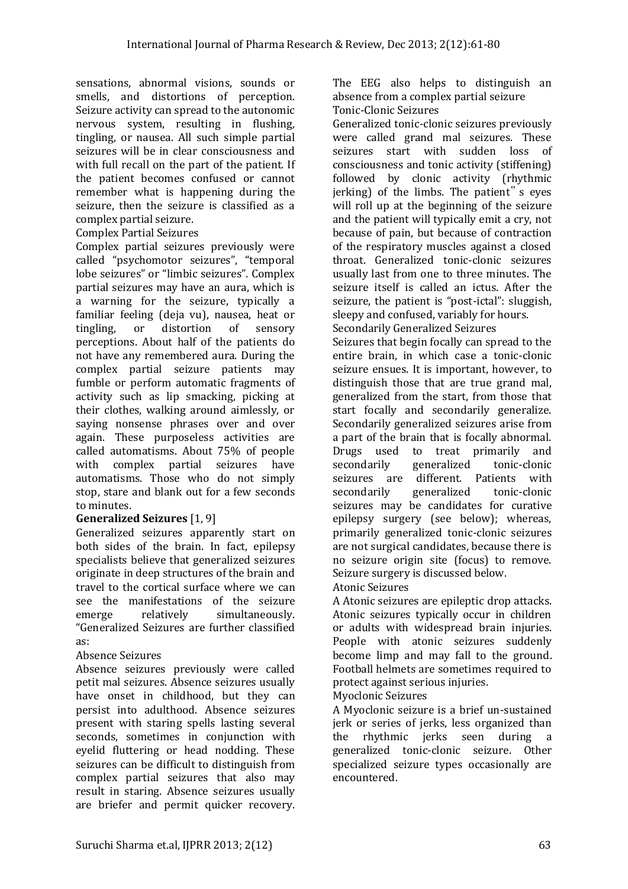sensations, abnormal visions, sounds or smells, and distortions of perception. Seizure activity can spread to the autonomic nervous system, resulting in flushing, tingling, or nausea. All such simple partial seizures will be in clear consciousness and with full recall on the part of the patient. If the patient becomes confused or cannot remember what is happening during the seizure, then the seizure is classified as a complex partial seizure.

Complex Partial Seizures

Complex partial seizures previously were called "psychomotor seizures", "temporal lobe seizures" or "limbic seizures". Complex partial seizures may have an aura, which is a warning for the seizure, typically a familiar feeling (deja vu), nausea, heat or tingling, or distortion of sensory perceptions. About half of the patients do not have any remembered aura. During the complex partial seizure patients may fumble or perform automatic fragments of activity such as lip smacking, picking at their clothes, walking around aimlessly, or saying nonsense phrases over and over again. These purposeless activities are called automatisms. About 75% of people with complex partial seizures have automatisms. Those who do not simply stop, stare and blank out for a few seconds to minutes.

**Generalized Seizures** [1, 9]

Generalized seizures apparently start on both sides of the brain. In fact, epilepsy specialists believe that generalized seizures originate in deep structures of the brain and travel to the cortical surface where we can see the manifestations of the seizure emerge relatively simultaneously. "Generalized Seizures are further classified as:

Absence Seizures

Absence seizures previously were called petit mal seizures. Absence seizures usually have onset in childhood, but they can persist into adulthood. Absence seizures present with staring spells lasting several seconds, sometimes in conjunction with eyelid fluttering or head nodding. These seizures can be difficult to distinguish from complex partial seizures that also may result in staring. Absence seizures usually are briefer and permit quicker recovery. The EEG also helps to distinguish an absence from a complex partial seizure

Tonic-Clonic Seizures

Generalized tonic-clonic seizures previously were called grand mal seizures. These seizures start with sudden loss of consciousness and tonic activity (stiffening) followed by clonic activity (rhythmic jerking) of the limbs. The patient" s eyes will roll up at the beginning of the seizure and the patient will typically emit a cry, not because of pain, but because of contraction of the respiratory muscles against a closed throat. Generalized tonic-clonic seizures usually last from one to three minutes. The seizure itself is called an ictus. After the seizure, the patient is "post-ictal": sluggish, sleepy and confused, variably for hours.

Secondarily Generalized Seizures

Seizures that begin focally can spread to the entire brain, in which case a tonic-clonic seizure ensues. It is important, however, to distinguish those that are true grand mal, generalized from the start, from those that start focally and secondarily generalize. Secondarily generalized seizures arise from a part of the brain that is focally abnormal. Drugs used to treat primarily and secondarily generalized tonic-clonic seizures are different. Patients with secondarily generalized tonic-clonic seizures may be candidates for curative epilepsy surgery (see below); whereas, primarily generalized tonic-clonic seizures are not surgical candidates, because there is no seizure origin site (focus) to remove. Seizure surgery is discussed below.

Atonic Seizures

A Atonic seizures are epileptic drop attacks. Atonic seizures typically occur in children or adults with widespread brain injuries. People with atonic seizures suddenly become limp and may fall to the ground. Football helmets are sometimes required to protect against serious injuries.

Myoclonic Seizures

A Myoclonic seizure is a brief un-sustained jerk or series of jerks, less organized than the rhythmic jerks seen during a generalized tonic-clonic seizure. Other specialized seizure types occasionally are encountered.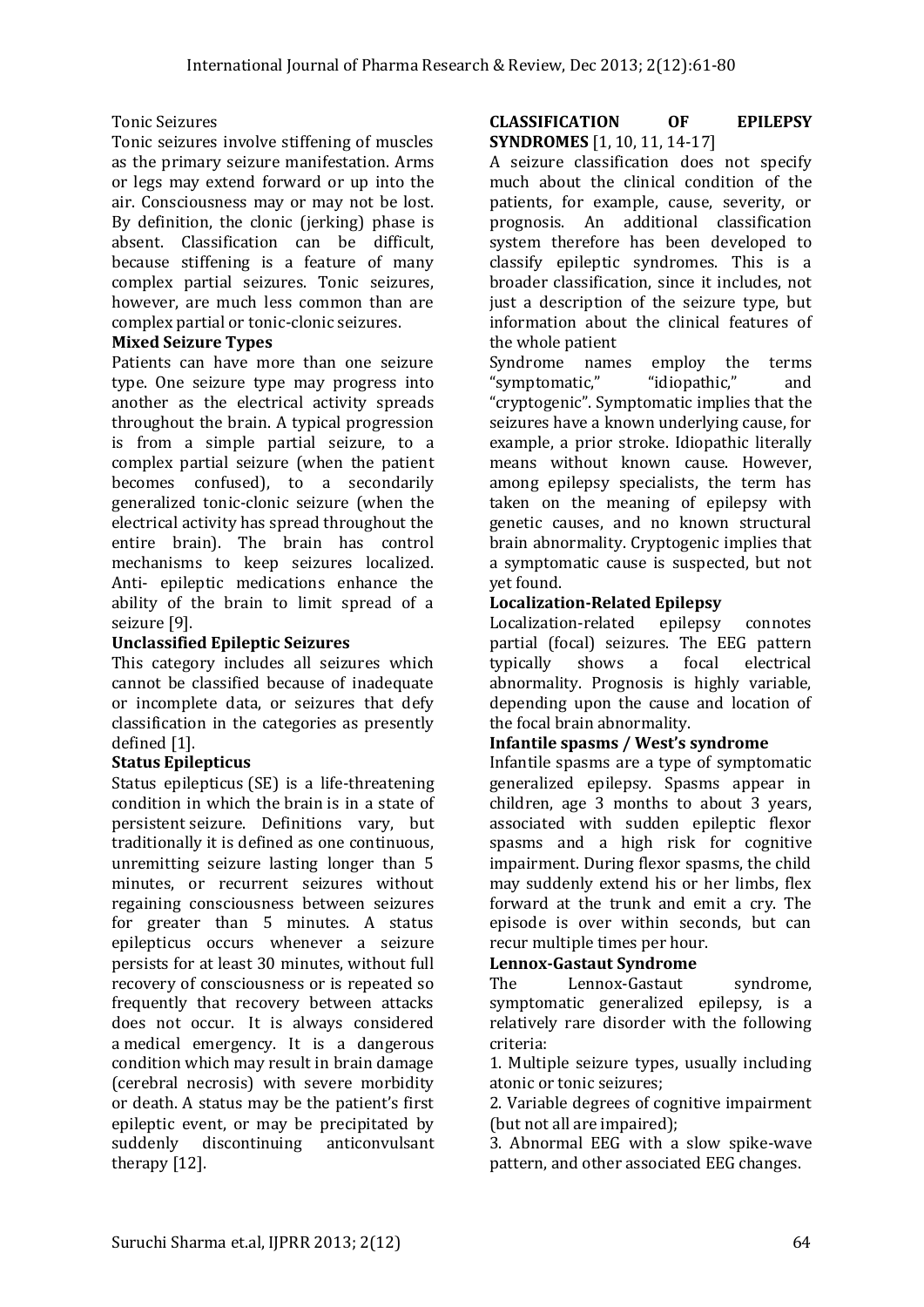Tonic Seizures

Tonic seizures involve stiffening of muscles as the primary seizure manifestation. Arms or legs may extend forward or up into the air. Consciousness may or may not be lost. By definition, the clonic (jerking) phase is absent. Classification can be difficult, because stiffening is a feature of many complex partial seizures. Tonic seizures, however, are much less common than are complex partial or tonic-clonic seizures.

**Mixed Seizure Types**

Patients can have more than one seizure type. One seizure type may progress into another as the electrical activity spreads throughout the brain. A typical progression is from a simple partial seizure, to a complex partial seizure (when the patient becomes confused), to a secondarily generalized tonic-clonic seizure (when the electrical activity has spread throughout the entire brain). The brain has control mechanisms to keep seizures localized. Anti- epileptic medications enhance the ability of the brain to limit spread of a seizure [9].

**Unclassified Epileptic Seizures**

This category includes all seizures which cannot be classified because of inadequate or incomplete data, or seizures that defy classification in the categories as presently defined [1].

**Status Epilepticus**

Status epilepticus (SE) is a life-threatening condition in which the brain is in a state of persistent seizure. Definitions vary, but traditionally it is defined as one continuous, unremitting seizure lasting longer than 5 minutes, or recurrent seizures without regaining consciousness between seizures for greater than 5 minutes. A status epilepticus occurs whenever a seizure persists for at least 30 minutes, without full recovery of consciousness or is repeated so frequently that recovery between attacks does not occur. It is always considered a medical emergency. It is a dangerous condition which may result in brain damage (cerebral necrosis) with severe morbidity or death. A status may be the patient's first epileptic event, or may be precipitated by suddenly discontinuing anticonvulsant therapy [12].

**CLASSIFICATION OF EPILEPSY SYNDROMES** [1, 10, 11, 14-17]

A seizure classification does not specify much about the clinical condition of the patients, for example, cause, severity, or prognosis. An additional classification system therefore has been developed to classify epileptic syndromes. This is a broader classification, since it includes, not just a description of the seizure type, but information about the clinical features of the whole patient

Syndrome names employ the terms "symptomatic," "idiopathic," and "cryptogenic". Symptomatic implies that the seizures have a known underlying cause, for example, a prior stroke. Idiopathic literally means without known cause. However, among epilepsy specialists, the term has taken on the meaning of epilepsy with genetic causes, and no known structural brain abnormality. Cryptogenic implies that a symptomatic cause is suspected, but not yet found.

**Localization-Related Epilepsy**

Localization-related epilepsy connotes partial (focal) seizures. The EEG pattern typically shows a focal electrical abnormality. Prognosis is highly variable, depending upon the cause and location of the focal brain abnormality.

**Infantile spasms / West's syndrome**

Infantile spasms are a type of symptomatic generalized epilepsy. Spasms appear in children, age 3 months to about 3 years, associated with sudden epileptic flexor spasms and a high risk for cognitive impairment. During flexor spasms, the child may suddenly extend his or her limbs, flex forward at the trunk and emit a cry. The episode is over within seconds, but can recur multiple times per hour.

**Lennox-Gastaut Syndrome**

The Lennox-Gastaut syndrome, symptomatic generalized epilepsy, is a relatively rare disorder with the following criteria:

1. Multiple seizure types, usually including atonic or tonic seizures;
2. Variable degrees of cognitive impairment (but not all are impaired);
3. Abnormal EEG with a slow spike-wave pattern, and other associated EEG changes.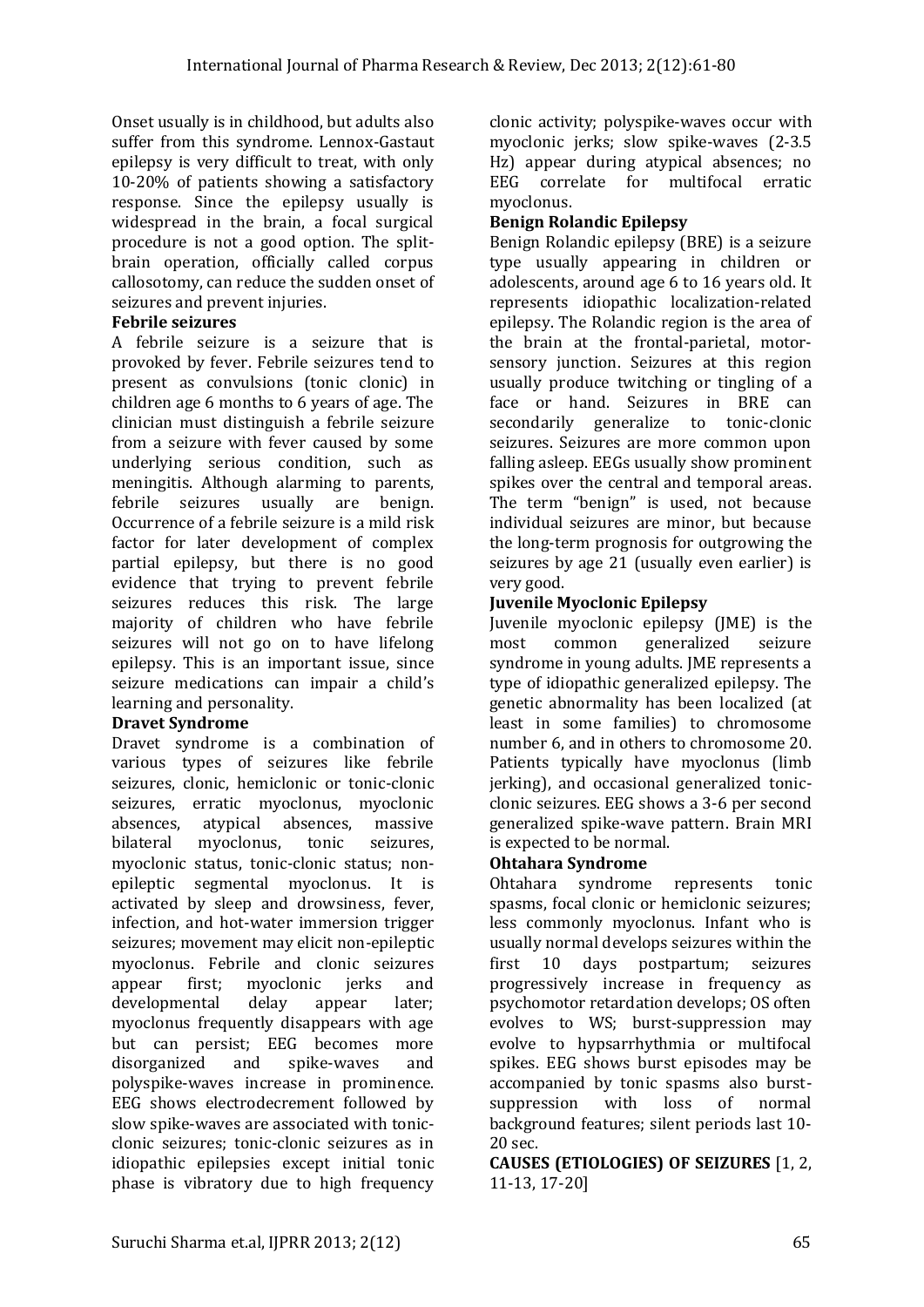Onset usually is in childhood, but adults also suffer from this syndrome. Lennox-Gastaut epilepsy is very difficult to treat, with only 10-20% of patients showing a satisfactory response. Since the epilepsy usually is widespread in the brain, a focal surgical procedure is not a good option. The split-brain operation, officially called corpus callosotomy, can reduce the sudden onset of seizures and prevent injuries.

**Febrile seizures**

A febrile seizure is a seizure that is provoked by fever. Febrile seizures tend to present as convulsions (tonic clonic) in children age 6 months to 6 years of age. The clinician must distinguish a febrile seizure from a seizure with fever caused by some underlying serious condition, such as meningitis. Although alarming to parents, febrile seizures usually are benign. Occurrence of a febrile seizure is a mild risk factor for later development of complex partial epilepsy, but there is no good evidence that trying to prevent febrile seizures reduces this risk. The large majority of children who have febrile seizures will not go on to have lifelong epilepsy. This is an important issue, since seizure medications can impair a child's learning and personality.

**Dravet Syndrome**

Dravet syndrome is a combination of various types of seizures like febrile seizures, clonic, hemiclonic or tonic-clonic seizures, erratic myoclonus, myoclonic absences, atypical absences, massive bilateral myoclonus, tonic seizures, myoclonic status, tonic-clonic status; non-epileptic segmental myoclonus. It is activated by sleep and drowsiness, fever, infection, and hot-water immersion trigger seizures; movement may elicit non-epileptic myoclonus. Febrile and clonic seizures appear first; myoclonic jerks and developmental delay appear later; myoclonus frequently disappears with age but can persist; EEG becomes more disorganized and spike-waves and polyspike-waves increase in prominence. EEG shows electrodecrement followed by slow spike-waves are associated with tonic-clonic seizures; tonic-clonic seizures as in idiopathic epilepsies except initial tonic phase is vibratory due to high frequency clonic activity; polyspike-waves occur with myoclonic jerks; slow spike-waves (2-3.5 Hz) appear during atypical absences; no EEG correlate for multifocal erratic myoclonus.

**Benign Rolandic Epilepsy**

Benign Rolandic epilepsy (BRE) is a seizure type usually appearing in children or adolescents, around age 6 to 16 years old. It represents idiopathic localization-related epilepsy. The Rolandic region is the area of the brain at the frontal-parietal, motor-sensory junction. Seizures at this region usually produce twitching or tingling of a face or hand. Seizures in BRE can secondarily generalize to tonic-clonic seizures. Seizures are more common upon falling asleep. EEGs usually show prominent spikes over the central and temporal areas. The term "benign" is used, not because individual seizures are minor, but because the long-term prognosis for outgrowing the seizures by age 21 (usually even earlier) is very good.

**Juvenile Myoclonic Epilepsy**

Juvenile myoclonic epilepsy (JME) is the most common generalized seizure syndrome in young adults. JME represents a type of idiopathic generalized epilepsy. The genetic abnormality has been localized (at least in some families) to chromosome number 6, and in others to chromosome 20. Patients typically have myoclonus (limb jerking), and occasional generalized tonic-clonic seizures. EEG shows a 3-6 per second generalized spike-wave pattern. Brain MRI is expected to be normal.

**Ohtahara Syndrome**

Ohtahara syndrome represents tonic spasms, focal clonic or hemiclonic seizures; less commonly myoclonus. Infant who is usually normal develops seizures within the first 10 days postpartum; seizures progressively increase in frequency as psychomotor retardation develops; OS often evolves to WS; burst-suppression may evolve to hypsarrhythmia or multifocal spikes. EEG shows burst episodes may be accompanied by tonic spasms also burst-suppression with loss of normal background features; silent periods last 10-20 sec.

**CAUSES (ETIOLOGIES) OF SEIZURES** [1, 2, 11-13, 17-20]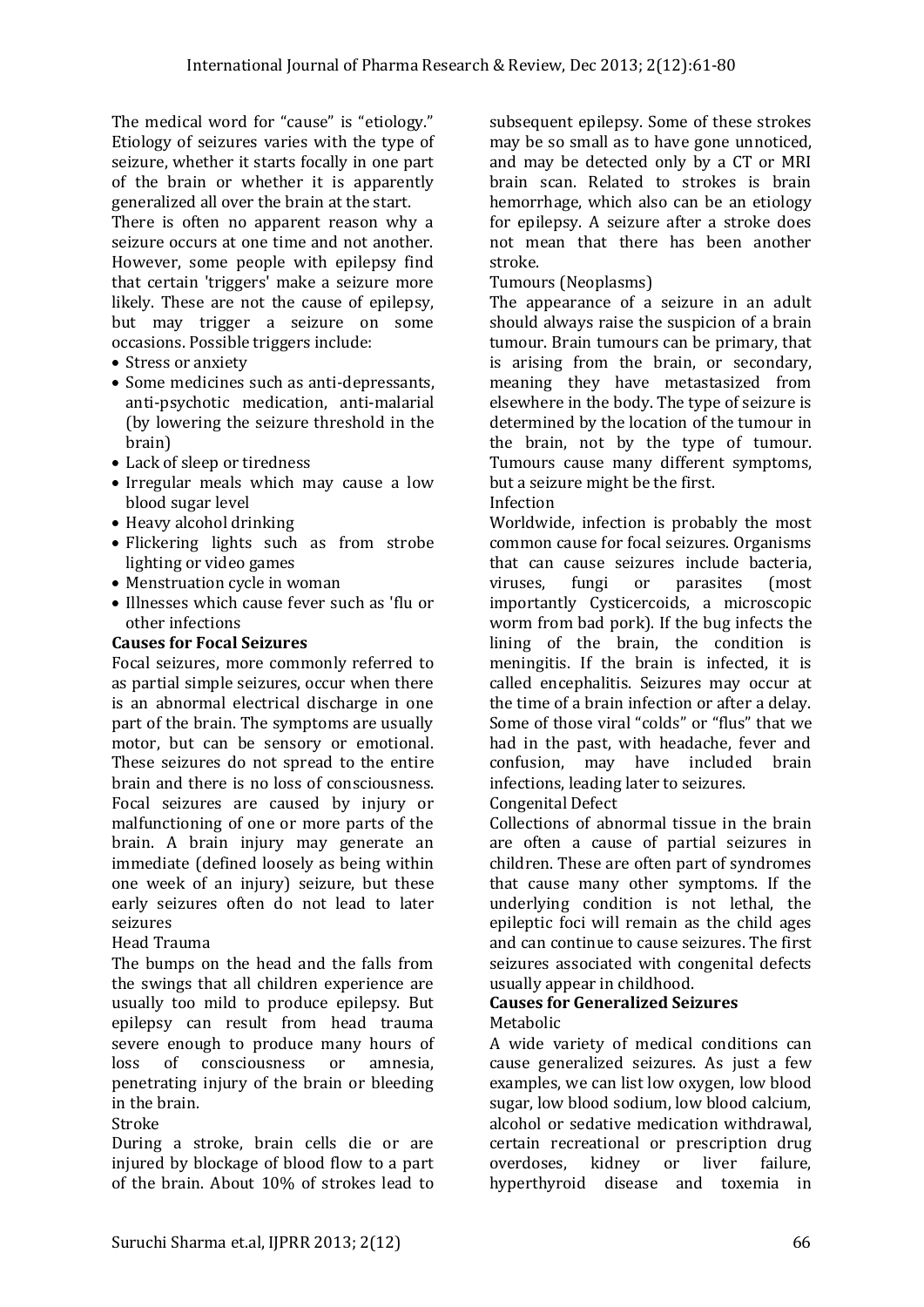The medical word for "cause" is "etiology." Etiology of seizures varies with the type of seizure, whether it starts focally in one part of the brain or whether it is apparently generalized all over the brain at the start.

There is often no apparent reason why a seizure occurs at one time and not another. However, some people with epilepsy find that certain 'triggers' make a seizure more likely. These are not the cause of epilepsy, but may trigger a seizure on some occasions. Possible triggers include:

- Stress or anxiety
- Some medicines such as anti-depressants, anti-psychotic medication, anti-malarial (by lowering the seizure threshold in the brain)
- Lack of sleep or tiredness
- Irregular meals which may cause a low blood sugar level
- Heavy alcohol drinking
- Flickering lights such as from strobe lighting or video games
- Menstruation cycle in woman
- Illnesses which cause fever such as 'flu or other infections

**Causes for Focal Seizures**

Focal seizures, more commonly referred to as partial simple seizures, occur when there is an abnormal electrical discharge in one part of the brain. The symptoms are usually motor, but can be sensory or emotional. These seizures do not spread to the entire brain and there is no loss of consciousness. Focal seizures are caused by injury or malfunctioning of one or more parts of the brain. A brain injury may generate an immediate (defined loosely as being within one week of an injury) seizure, but these early seizures often do not lead to later seizures

Head Trauma

The bumps on the head and the falls from the swings that all children experience are usually too mild to produce epilepsy. But epilepsy can result from head trauma severe enough to produce many hours of loss of consciousness or amnesia, penetrating injury of the brain or bleeding in the brain.

Stroke

During a stroke, brain cells die or are injured by blockage of blood flow to a part of the brain. About 10% of strokes lead to subsequent epilepsy. Some of these strokes may be so small as to have gone unnoticed, and may be detected only by a CT or MRI brain scan. Related to strokes is brain hemorrhage, which also can be an etiology for epilepsy. A seizure after a stroke does not mean that there has been another stroke.

Tumours (Neoplasms)

The appearance of a seizure in an adult should always raise the suspicion of a brain tumour. Brain tumours can be primary, that is arising from the brain, or secondary, meaning they have metastasized from elsewhere in the body. The type of seizure is determined by the location of the tumour in the brain, not by the type of tumour. Tumours cause many different symptoms, but a seizure might be the first.

Infection

Worldwide, infection is probably the most common cause for focal seizures. Organisms that can cause seizures include bacteria, viruses, fungi or parasites (most importantly Cysticercoids, a microscopic worm from bad pork). If the bug infects the lining of the brain, the condition is meningitis. If the brain is infected, it is called encephalitis. Seizures may occur at the time of a brain infection or after a delay. Some of those viral "colds" or "flus" that we had in the past, with headache, fever and confusion, may have included brain infections, leading later to seizures.

Congenital Defect

Collections of abnormal tissue in the brain are often a cause of partial seizures in children. These are often part of syndromes that cause many other symptoms. If the underlying condition is not lethal, the epileptic foci will remain as the child ages and can continue to cause seizures. The first seizures associated with congenital defects usually appear in childhood.

**Causes for Generalized Seizures**

Metabolic

A wide variety of medical conditions can cause generalized seizures. As just a few examples, we can list low oxygen, low blood sugar, low blood sodium, low blood calcium, alcohol or sedative medication withdrawal, certain recreational or prescription drug overdoses, kidney or liver failure, hyperthyroid disease and toxemia in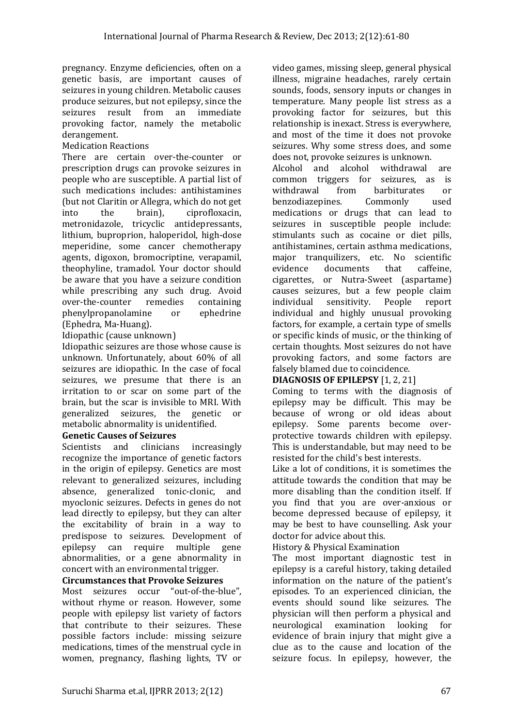pregnancy. Enzyme deficiencies, often on a genetic basis, are important causes of seizures in young children. Metabolic causes produce seizures, but not epilepsy, since the seizures result from an immediate provoking factor, namely the metabolic derangement.

Medication Reactions

There are certain over-the-counter or prescription drugs can provoke seizures in people who are susceptible. A partial list of such medications includes: antihistamines (but not Claritin or Allegra, which do not get into the brain), ciprofloxacin, metronidazole, tricyclic antidepressants, lithium, buproprion, haloperidol, high-dose meperidine, some cancer chemotherapy agents, digoxon, bromocriptine, verapamil, theophyline, tramadol. Your doctor should be aware that you have a seizure condition while prescribing any such drug. Avoid over-the-counter remedies containing phenylpropanolamine or ephedrine (Ephedra, Ma-Huang).

Idiopathic (cause unknown)

Idiopathic seizures are those whose cause is unknown. Unfortunately, about 60% of all seizures are idiopathic. In the case of focal seizures, we presume that there is an irritation to or scar on some part of the brain, but the scar is invisible to MRI. With generalized seizures, the genetic or metabolic abnormality is unidentified.

**Genetic Causes of Seizures**

Scientists and clinicians increasingly recognize the importance of genetic factors in the origin of epilepsy. Genetics are most relevant to generalized seizures, including absence, generalized tonic-clonic, and myoclonic seizures. Defects in genes do not lead directly to epilepsy, but they can alter the excitability of brain in a way to predispose to seizures. Development of epilepsy can require multiple gene abnormalities, or a gene abnormality in concert with an environmental trigger.

**Circumstances that Provoke Seizures**

Most seizures occur "out-of-the-blue", without rhyme or reason. However, some people with epilepsy list variety of factors that contribute to their seizures. These possible factors include: missing seizure medications, times of the menstrual cycle in women, pregnancy, flashing lights, TV or video games, missing sleep, general physical illness, migraine headaches, rarely certain sounds, foods, sensory inputs or changes in temperature. Many people list stress as a provoking factor for seizures, but this relationship is inexact. Stress is everywhere, and most of the time it does not provoke seizures. Why some stress does, and some does not, provoke seizures is unknown.

Alcohol and alcohol withdrawal are common triggers for seizures, as is withdrawal from barbiturates or benzodiazepines. Commonly used medications or drugs that can lead to seizures in susceptible people include: stimulants such as cocaine or diet pills, antihistamines, certain asthma medications, major tranquilizers, etc. No scientific evidence documents that caffeine, cigarettes, or Nutra-Sweet (aspartame) causes seizures, but a few people claim individual sensitivity. People report individual and highly unusual provoking factors, for example, a certain type of smells or specific kinds of music, or the thinking of certain thoughts. Most seizures do not have provoking factors, and some factors are falsely blamed due to coincidence.

**DIAGNOSIS OF EPILEPSY** [1, 2, 21]

Coming to terms with the diagnosis of epilepsy may be difficult. This may be because of wrong or old ideas about epilepsy. Some parents become over-protective towards children with epilepsy. This is understandable, but may need to be resisted for the child's best interests.

Like a lot of conditions, it is sometimes the attitude towards the condition that may be more disabling than the condition itself. If you find that you are over-anxious or become depressed because of epilepsy, it may be best to have counselling. Ask your doctor for advice about this.

History & Physical Examination

The most important diagnostic test in epilepsy is a careful history, taking detailed information on the nature of the patient's episodes. To an experienced clinician, the events should sound like seizures. The physician will then perform a physical and neurological examination looking for evidence of brain injury that might give a clue as to the cause and location of the seizure focus. In epilepsy, however, the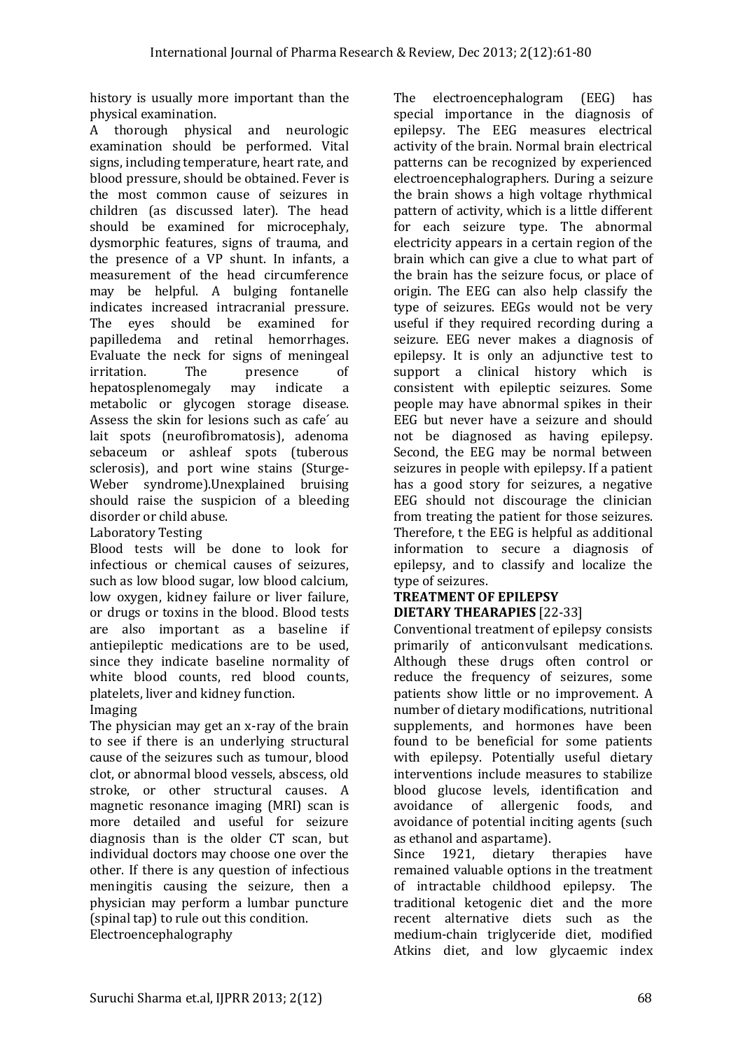history is usually more important than the physical examination.

A thorough physical and neurologic examination should be performed. Vital signs, including temperature, heart rate, and blood pressure, should be obtained. Fever is the most common cause of seizures in children (as discussed later). The head should be examined for microcephaly, dysmorphic features, signs of trauma, and the presence of a VP shunt. In infants, a measurement of the head circumference may be helpful. A bulging fontanelle indicates increased intracranial pressure. The eyes should be examined for papilledema and retinal hemorrhages. Evaluate the neck for signs of meningeal irritation. The presence of hepatosplenomegaly may indicate a metabolic or glycogen storage disease. Assess the skin for lesions such as cafe´ au lait spots (neurofibromatosis), adenoma sebaceum or ashleaf spots (tuberous sclerosis), and port wine stains (Sturge-Weber syndrome).Unexplained bruising should raise the suspicion of a bleeding disorder or child abuse.

Laboratory Testing

Blood tests will be done to look for infectious or chemical causes of seizures, such as low blood sugar, low blood calcium, low oxygen, kidney failure or liver failure, or drugs or toxins in the blood. Blood tests are also important as a baseline if antiepileptic medications are to be used, since they indicate baseline normality of white blood counts, red blood counts, platelets, liver and kidney function.

Imaging

The physician may get an x-ray of the brain to see if there is an underlying structural cause of the seizures such as tumour, blood clot, or abnormal blood vessels, abscess, old stroke, or other structural causes. A magnetic resonance imaging (MRI) scan is more detailed and useful for seizure diagnosis than is the older CT scan, but individual doctors may choose one over the other. If there is any question of infectious meningitis causing the seizure, then a physician may perform a lumbar puncture (spinal tap) to rule out this condition.

Electroencephalography

The electroencephalogram (EEG) has special importance in the diagnosis of epilepsy. The EEG measures electrical activity of the brain. Normal brain electrical patterns can be recognized by experienced electroencephalographers. During a seizure the brain shows a high voltage rhythmical pattern of activity, which is a little different for each seizure type. The abnormal electricity appears in a certain region of the brain which can give a clue to what part of the brain has the seizure focus, or place of origin. The EEG can also help classify the type of seizures. EEGs would not be very useful if they required recording during a seizure. EEG never makes a diagnosis of epilepsy. It is only an adjunctive test to support a clinical history which is consistent with epileptic seizures. Some people may have abnormal spikes in their EEG but never have a seizure and should not be diagnosed as having epilepsy. Second, the EEG may be normal between seizures in people with epilepsy. If a patient has a good story for seizures, a negative EEG should not discourage the clinician from treating the patient for those seizures. Therefore, t the EEG is helpful as additional information to secure a diagnosis of epilepsy, and to classify and localize the type of seizures.

## TREATMENT OF EPILEPSY

### DIETARY THEARAPIES [22-33]

Conventional treatment of epilepsy consists primarily of anticonvulsant medications. Although these drugs often control or reduce the frequency of seizures, some patients show little or no improvement. A number of dietary modifications, nutritional supplements, and hormones have been found to be beneficial for some patients with epilepsy. Potentially useful dietary interventions include measures to stabilize blood glucose levels, identification and avoidance of allergenic foods, and avoidance of potential inciting agents (such as ethanol and aspartame).

Since 1921, dietary therapies have remained valuable options in the treatment of intractable childhood epilepsy. The traditional ketogenic diet and the more recent alternative diets such as the medium-chain triglyceride diet, modified Atkins diet, and low glycaemic index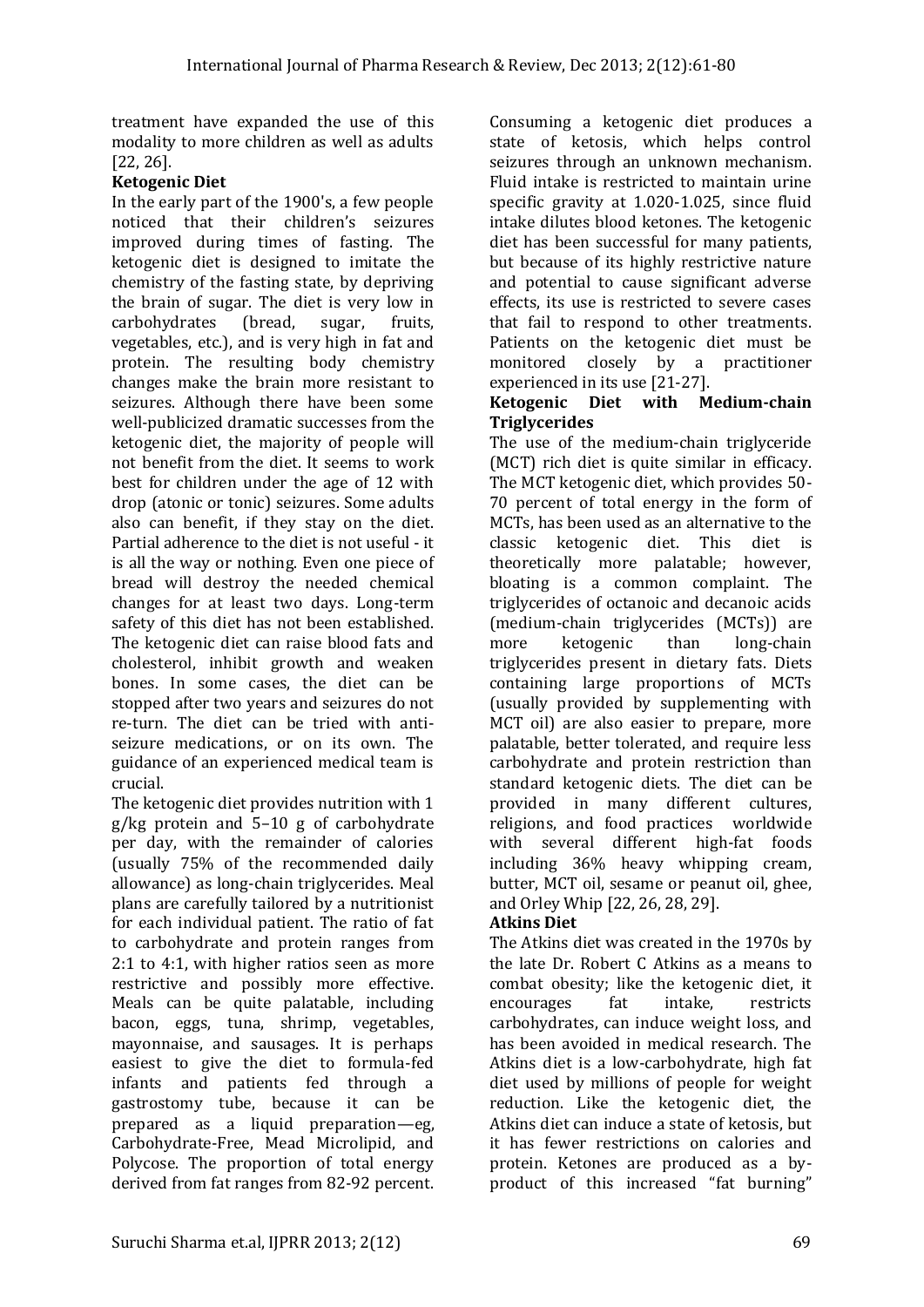treatment have expanded the use of this modality to more children as well as adults [22, 26].

**Ketogenic Diet**

In the early part of the 1900's, a few people noticed that their children's seizures improved during times of fasting. The ketogenic diet is designed to imitate the chemistry of the fasting state, by depriving the brain of sugar. The diet is very low in carbohydrates (bread, sugar, fruits, vegetables, etc.), and is very high in fat and protein. The resulting body chemistry changes make the brain more resistant to seizures. Although there have been some well-publicized dramatic successes from the ketogenic diet, the majority of people will not benefit from the diet. It seems to work best for children under the age of 12 with drop (atonic or tonic) seizures. Some adults also can benefit, if they stay on the diet. Partial adherence to the diet is not useful - it is all the way or nothing. Even one piece of bread will destroy the needed chemical changes for at least two days. Long-term safety of this diet has not been established. The ketogenic diet can raise blood fats and cholesterol, inhibit growth and weaken bones. In some cases, the diet can be stopped after two years and seizures do not re-turn. The diet can be tried with anti-seizure medications, or on its own. The guidance of an experienced medical team is crucial.

The ketogenic diet provides nutrition with 1 g/kg protein and 5–10 g of carbohydrate per day, with the remainder of calories (usually 75% of the recommended daily allowance) as long-chain triglycerides. Meal plans are carefully tailored by a nutritionist for each individual patient. The ratio of fat to carbohydrate and protein ranges from 2:1 to 4:1, with higher ratios seen as more restrictive and possibly more effective. Meals can be quite palatable, including bacon, eggs, tuna, shrimp, vegetables, mayonnaise, and sausages. It is perhaps easiest to give the diet to formula-fed infants and patients fed through a gastrostomy tube, because it can be prepared as a liquid preparation—eg, Carbohydrate-Free, Mead Microlipid, and Polycose. The proportion of total energy derived from fat ranges from 82-92 percent. Consuming a ketogenic diet produces a state of ketosis, which helps control seizures through an unknown mechanism. Fluid intake is restricted to maintain urine specific gravity at 1.020-1.025, since fluid intake dilutes blood ketones. The ketogenic diet has been successful for many patients, but because of its highly restrictive nature and potential to cause significant adverse effects, its use is restricted to severe cases that fail to respond to other treatments. Patients on the ketogenic diet must be monitored closely by a practitioner experienced in its use [21-27].

**Ketogenic Diet with Medium-chain Triglycerides**

The use of the medium-chain triglyceride (MCT) rich diet is quite similar in efficacy. The MCT ketogenic diet, which provides 50-70 percent of total energy in the form of MCTs, has been used as an alternative to the classic ketogenic diet. This diet is theoretically more palatable; however, bloating is a common complaint. The triglycerides of octanoic and decanoic acids (medium-chain triglycerides (MCTs)) are more ketogenic than long-chain triglycerides present in dietary fats. Diets containing large proportions of MCTs (usually provided by supplementing with MCT oil) are also easier to prepare, more palatable, better tolerated, and require less carbohydrate and protein restriction than standard ketogenic diets. The diet can be provided in many different cultures, religions, and food practices worldwide with several different high-fat foods including 36% heavy whipping cream, butter, MCT oil, sesame or peanut oil, ghee, and Orley Whip [22, 26, 28, 29].

**Atkins Diet**

The Atkins diet was created in the 1970s by the late Dr. Robert C Atkins as a means to combat obesity; like the ketogenic diet, it encourages fat intake, restricts carbohydrates, can induce weight loss, and has been avoided in medical research. The Atkins diet is a low-carbohydrate, high fat diet used by millions of people for weight reduction. Like the ketogenic diet, the Atkins diet can induce a state of ketosis, but it has fewer restrictions on calories and protein. Ketones are produced as a by-product of this increased "fat burning"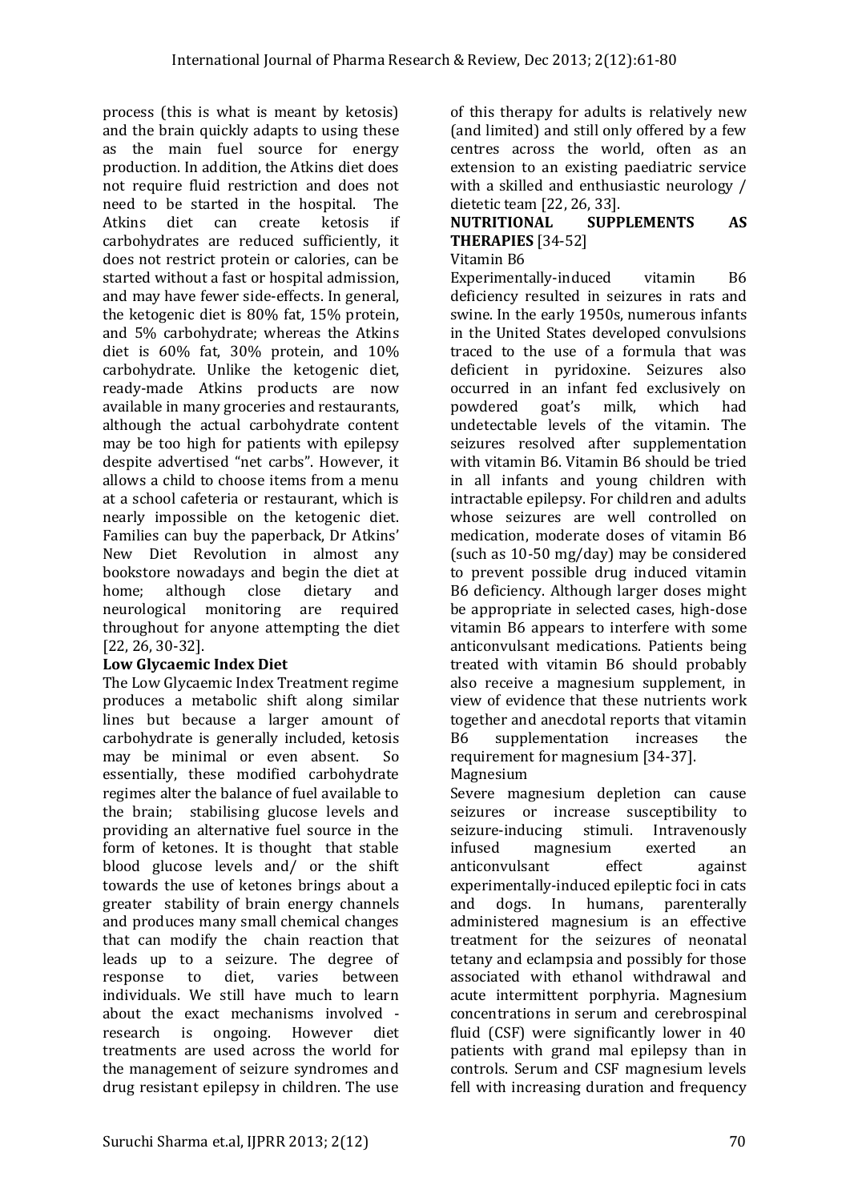process (this is what is meant by ketosis) and the brain quickly adapts to using these as the main fuel source for energy production. In addition, the Atkins diet does not require fluid restriction and does not need to be started in the hospital. The Atkins diet can create ketosis if carbohydrates are reduced sufficiently, it does not restrict protein or calories, can be started without a fast or hospital admission, and may have fewer side-effects. In general, the ketogenic diet is 80% fat, 15% protein, and 5% carbohydrate; whereas the Atkins diet is 60% fat, 30% protein, and 10% carbohydrate. Unlike the ketogenic diet, ready-made Atkins products are now available in many groceries and restaurants, although the actual carbohydrate content may be too high for patients with epilepsy despite advertised "net carbs". However, it allows a child to choose items from a menu at a school cafeteria or restaurant, which is nearly impossible on the ketogenic diet. Families can buy the paperback, Dr Atkins' New Diet Revolution in almost any bookstore nowadays and begin the diet at home; although close dietary and neurological monitoring are required throughout for anyone attempting the diet [22, 26, 30-32].

**Low Glycaemic Index Diet**

The Low Glycaemic Index Treatment regime produces a metabolic shift along similar lines but because a larger amount of carbohydrate is generally included, ketosis may be minimal or even absent. So essentially, these modified carbohydrate regimes alter the balance of fuel available to the brain; stabilising glucose levels and providing an alternative fuel source in the form of ketones. It is thought that stable blood glucose levels and/ or the shift towards the use of ketones brings about a greater stability of brain energy channels and produces many small chemical changes that can modify the chain reaction that leads up to a seizure. The degree of response to diet, varies between individuals. We still have much to learn about the exact mechanisms involved - research is ongoing. However diet treatments are used across the world for the management of seizure syndromes and drug resistant epilepsy in children. The use of this therapy for adults is relatively new (and limited) and still only offered by a few centres across the world, often as an extension to an existing paediatric service with a skilled and enthusiastic neurology / dietetic team [22, 26, 33].

**NUTRITIONAL SUPPLEMENTS AS THERAPIES** [34-52]

Vitamin B6

Experimentally-induced vitamin B6 deficiency resulted in seizures in rats and swine. In the early 1950s, numerous infants in the United States developed convulsions traced to the use of a formula that was deficient in pyridoxine. Seizures also occurred in an infant fed exclusively on powdered goat's milk, which had undetectable levels of the vitamin. The seizures resolved after supplementation with vitamin B6. Vitamin B6 should be tried in all infants and young children with intractable epilepsy. For children and adults whose seizures are well controlled on medication, moderate doses of vitamin B6 (such as 10-50 mg/day) may be considered to prevent possible drug induced vitamin B6 deficiency. Although larger doses might be appropriate in selected cases, high-dose vitamin B6 appears to interfere with some anticonvulsant medications. Patients being treated with vitamin B6 should probably also receive a magnesium supplement, in view of evidence that these nutrients work together and anecdotal reports that vitamin B6 supplementation increases the requirement for magnesium [34-37].

Magnesium

Severe magnesium depletion can cause seizures or increase susceptibility to seizure-inducing stimuli. Intravenously infused magnesium exerted an anticonvulsant effect against experimentally-induced epileptic foci in cats and dogs. In humans, parenterally administered magnesium is an effective treatment for the seizures of neonatal tetany and eclampsia and possibly for those associated with ethanol withdrawal and acute intermittent porphyria. Magnesium concentrations in serum and cerebrospinal fluid (CSF) were significantly lower in 40 patients with grand mal epilepsy than in controls. Serum and CSF magnesium levels fell with increasing duration and frequency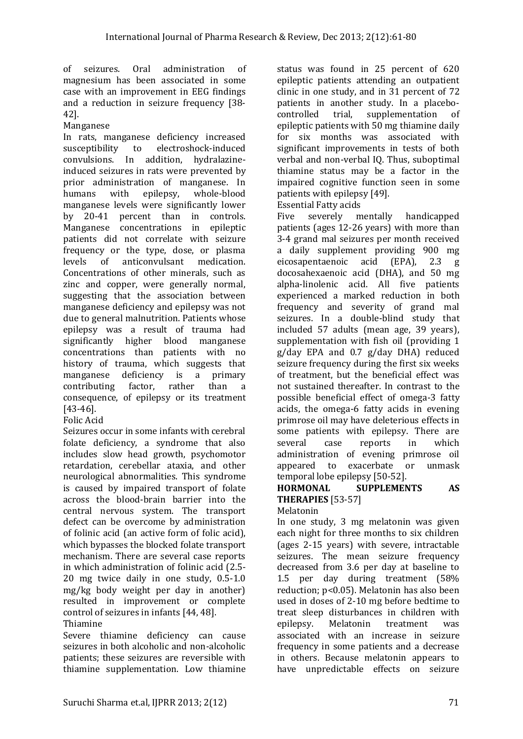of seizures. Oral administration of magnesium has been associated in some case with an improvement in EEG findings and a reduction in seizure frequency [38-42].

### Manganese

In rats, manganese deficiency increased susceptibility to electroshock-induced convulsions. In addition, hydralazine-induced seizures in rats were prevented by prior administration of manganese. In humans with epilepsy, whole-blood manganese levels were significantly lower by 20-41 percent than in controls. Manganese concentrations in epileptic patients did not correlate with seizure frequency or the type, dose, or plasma levels of anticonvulsant medication. Concentrations of other minerals, such as zinc and copper, were generally normal, suggesting that the association between manganese deficiency and epilepsy was not due to general malnutrition. Patients whose epilepsy was a result of trauma had significantly higher blood manganese concentrations than patients with no history of trauma, which suggests that manganese deficiency is a primary contributing factor, rather than a consequence, of epilepsy or its treatment [43-46].

### Folic Acid

Seizures occur in some infants with cerebral folate deficiency, a syndrome that also includes slow head growth, psychomotor retardation, cerebellar ataxia, and other neurological abnormalities. This syndrome is caused by impaired transport of folate across the blood-brain barrier into the central nervous system. The transport defect can be overcome by administration of folinic acid (an active form of folic acid), which bypasses the blocked folate transport mechanism. There are several case reports in which administration of folinic acid (2.5-20 mg twice daily in one study, 0.5-1.0 mg/kg body weight per day in another) resulted in improvement or complete control of seizures in infants [44, 48].

### Thiamine

Severe thiamine deficiency can cause seizures in both alcoholic and non-alcoholic patients; these seizures are reversible with thiamine supplementation. Low thiamine status was found in 25 percent of 620 epileptic patients attending an outpatient clinic in one study, and in 31 percent of 72 patients in another study. In a placebo-controlled trial, supplementation of epileptic patients with 50 mg thiamine daily for six months was associated with significant improvements in tests of both verbal and non-verbal IQ. Thus, suboptimal thiamine status may be a factor in the impaired cognitive function seen in some patients with epilepsy [49].

### Essential Fatty acids

Five severely mentally handicapped patients (ages 12-26 years) with more than 3-4 grand mal seizures per month received a daily supplement providing 900 mg eicosapentaenoic acid (EPA), 2.3 g docosahexaenoic acid (DHA), and 50 mg alpha-linolenic acid. All five patients experienced a marked reduction in both frequency and severity of grand mal seizures. In a double-blind study that included 57 adults (mean age, 39 years), supplementation with fish oil (providing 1 g/day EPA and 0.7 g/day DHA) reduced seizure frequency during the first six weeks of treatment, but the beneficial effect was not sustained thereafter. In contrast to the possible beneficial effect of omega-3 fatty acids, the omega-6 fatty acids in evening primrose oil may have deleterious effects in some patients with epilepsy. There are several case reports in which administration of evening primrose oil appeared to exacerbate or unmask temporal lobe epilepsy [50-52].

## HORMONAL SUPPLEMENTS AS THERAPIES [53-57]

### Melatonin

In one study, 3 mg melatonin was given each night for three months to six children (ages 2-15 years) with severe, intractable seizures. The mean seizure frequency decreased from 3.6 per day at baseline to 1.5 per day during treatment (58% reduction; $p<0.05$). Melatonin has also been used in doses of 2-10 mg before bedtime to treat sleep disturbances in children with epilepsy. Melatonin treatment was associated with an increase in seizure frequency in some patients and a decrease in others. Because melatonin appears to have unpredictable effects on seizure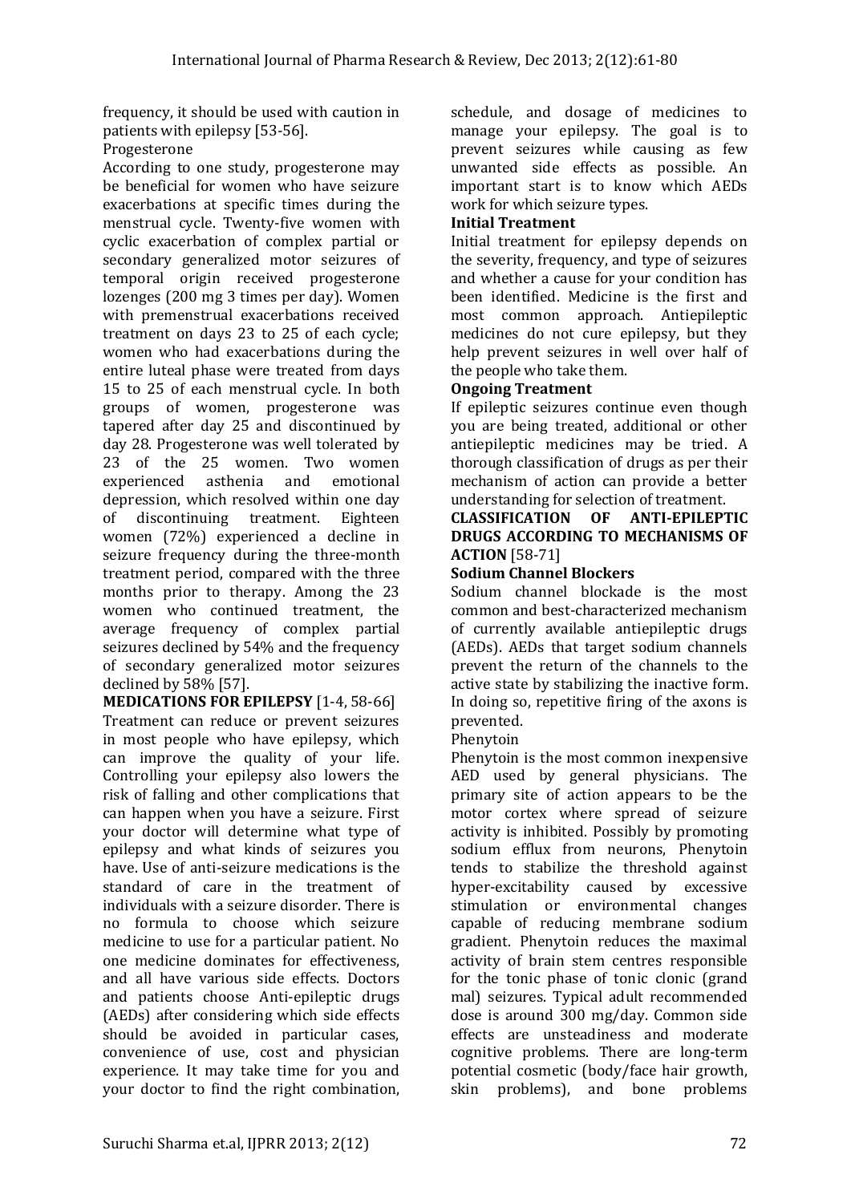frequency, it should be used with caution in patients with epilepsy [53-56].

Progesterone

According to one study, progesterone may be beneficial for women who have seizure exacerbations at specific times during the menstrual cycle. Twenty-five women with cyclic exacerbation of complex partial or secondary generalized motor seizures of temporal origin received progesterone lozenges (200 mg 3 times per day). Women with premenstrual exacerbations received treatment on days 23 to 25 of each cycle; women who had exacerbations during the entire luteal phase were treated from days 15 to 25 of each menstrual cycle. In both groups of women, progesterone was tapered after day 25 and discontinued by day 28. Progesterone was well tolerated by 23 of the 25 women. Two women experienced asthenia and emotional depression, which resolved within one day of discontinuing treatment. Eighteen women (72%) experienced a decline in seizure frequency during the three-month treatment period, compared with the three months prior to therapy. Among the 23 women who continued treatment, the average frequency of complex partial seizures declined by 54% and the frequency of secondary generalized motor seizures declined by 58% [57].

## MEDICATIONS FOR EPILEPSY [1-4, 58-66]

Treatment can reduce or prevent seizures in most people who have epilepsy, which can improve the quality of your life. Controlling your epilepsy also lowers the risk of falling and other complications that can happen when you have a seizure. First your doctor will determine what type of epilepsy and what kinds of seizures you have. Use of anti-seizure medications is the standard of care in the treatment of individuals with a seizure disorder. There is no formula to choose which seizure medicine to use for a particular patient. No one medicine dominates for effectiveness, and all have various side effects. Doctors and patients choose Anti-epileptic drugs (AEDs) after considering which side effects should be avoided in particular cases, convenience of use, cost and physician experience. It may take time for you and your doctor to find the right combination, schedule, and dosage of medicines to manage your epilepsy. The goal is to prevent seizures while causing as few unwanted side effects as possible. An important start is to know which AEDs work for which seizure types.

### Initial Treatment

Initial treatment for epilepsy depends on the severity, frequency, and type of seizures and whether a cause for your condition has been identified. Medicine is the first and most common approach. Antiepileptic medicines do not cure epilepsy, but they help prevent seizures in well over half of the people who take them.

### Ongoing Treatment

If epileptic seizures continue even though you are being treated, additional or other antiepileptic medicines may be tried. A thorough classification of drugs as per their mechanism of action can provide a better understanding for selection of treatment.

## CLASSIFICATION OF ANTI-EPILEPTIC DRUGS ACCORDING TO MECHANISMS OF ACTION [58-71]

### Sodium Channel Blockers

Sodium channel blockade is the most common and best-characterized mechanism of currently available antiepileptic drugs (AEDs). AEDs that target sodium channels prevent the return of the channels to the active state by stabilizing the inactive form. In doing so, repetitive firing of the axons is prevented.

Phenytoin

Phenytoin is the most common inexpensive AED used by general physicians. The primary site of action appears to be the motor cortex where spread of seizure activity is inhibited. Possibly by promoting sodium efflux from neurons, Phenytoin tends to stabilize the threshold against hyper-excitability caused by excessive stimulation or environmental changes capable of reducing membrane sodium gradient. Phenytoin reduces the maximal activity of brain stem centres responsible for the tonic phase of tonic clonic (grand mal) seizures. Typical adult recommended dose is around 300 mg/day. Common side effects are unsteadiness and moderate cognitive problems. There are long-term potential cosmetic (body/face hair growth, skin problems), and bone problems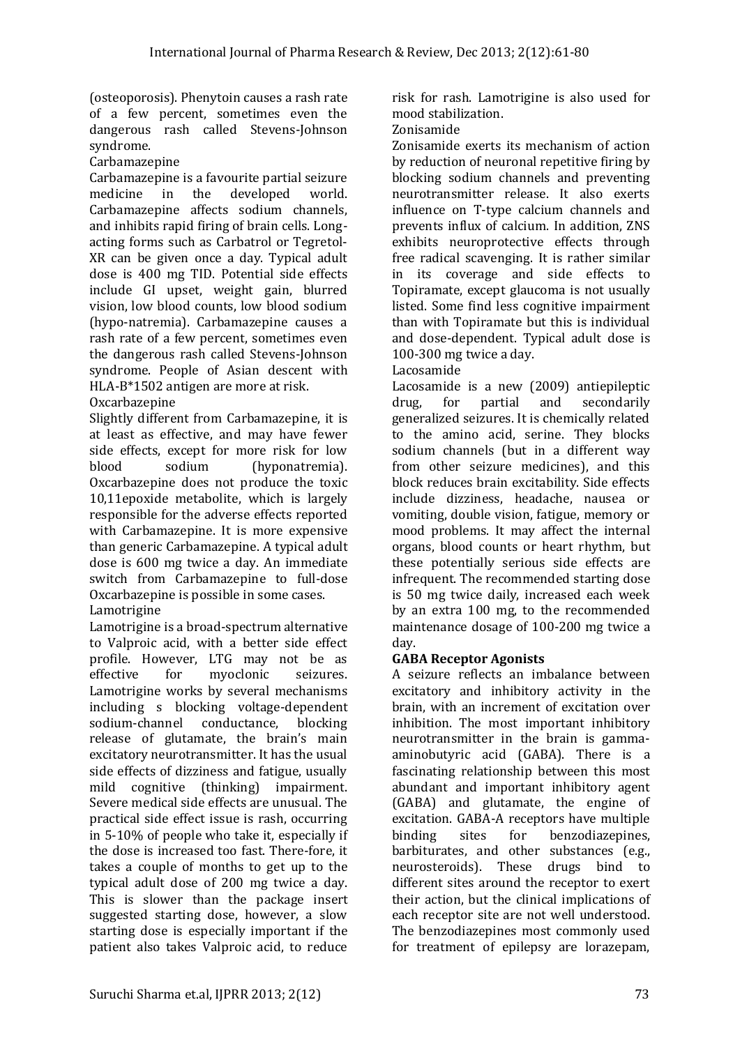(osteoporosis). Phenytoin causes a rash rate of a few percent, sometimes even the dangerous rash called Stevens-Johnson syndrome.

Carbamazepine

Carbamazepine is a favourite partial seizure medicine in the developed world. Carbamazepine affects sodium channels, and inhibits rapid firing of brain cells. Long-acting forms such as Carbatrol or Tegretol-XR can be given once a day. Typical adult dose is 400 mg TID. Potential side effects include GI upset, weight gain, blurred vision, low blood counts, low blood sodium (hypo-natremia). Carbamazepine causes a rash rate of a few percent, sometimes even the dangerous rash called Stevens-Johnson syndrome. People of Asian descent with HLA-B*1502 antigen are more at risk.

Oxcarbazepine

Slightly different from Carbamazepine, it is at least as effective, and may have fewer side effects, except for more risk for low blood sodium (hyponatremia). Oxcarbazepine does not produce the toxic 10,11epoxide metabolite, which is largely responsible for the adverse effects reported with Carbamazepine. It is more expensive than generic Carbamazepine. A typical adult dose is 600 mg twice a day. An immediate switch from Carbamazepine to full-dose Oxcarbazepine is possible in some cases.

Lamotrigine

Lamotrigine is a broad-spectrum alternative to Valproic acid, with a better side effect profile. However, LTG may not be as effective for myoclonic seizures. Lamotrigine works by several mechanisms including s blocking voltage-dependent sodium-channel conductance, blocking release of glutamate, the brain's main excitatory neurotransmitter. It has the usual side effects of dizziness and fatigue, usually mild cognitive (thinking) impairment. Severe medical side effects are unusual. The practical side effect issue is rash, occurring in 5-10% of people who take it, especially if the dose is increased too fast. There-fore, it takes a couple of months to get up to the typical adult dose of 200 mg twice a day. This is slower than the package insert suggested starting dose, however, a slow starting dose is especially important if the patient also takes Valproic acid, to reduce risk for rash. Lamotrigine is also used for mood stabilization.

Zonisamide

Zonisamide exerts its mechanism of action by reduction of neuronal repetitive firing by blocking sodium channels and preventing neurotransmitter release. It also exerts influence on T-type calcium channels and prevents influx of calcium. In addition, ZNS exhibits neuroprotective effects through free radical scavenging. It is rather similar in its coverage and side effects to Topiramate, except glaucoma is not usually listed. Some find less cognitive impairment than with Topiramate but this is individual and dose-dependent. Typical adult dose is 100-300 mg twice a day.

Lacosamide

Lacosamide is a new (2009) antiepileptic drug, for partial and secondarily generalized seizures. It is chemically related to the amino acid, serine. They blocks sodium channels (but in a different way from other seizure medicines), and this block reduces brain excitability. Side effects include dizziness, headache, nausea or vomiting, double vision, fatigue, memory or mood problems. It may affect the internal organs, blood counts or heart rhythm, but these potentially serious side effects are infrequent. The recommended starting dose is 50 mg twice daily, increased each week by an extra 100 mg, to the recommended maintenance dosage of 100-200 mg twice a day.

**GABA Receptor Agonists**

A seizure reflects an imbalance between excitatory and inhibitory activity in the brain, with an increment of excitation over inhibition. The most important inhibitory neurotransmitter in the brain is gamma-aminobutyric acid (GABA). There is a fascinating relationship between this most abundant and important inhibitory agent (GABA) and glutamate, the engine of excitation. GABA-A receptors have multiple binding sites for benzodiazepines, barbiturates, and other substances (e.g., neurosteroids). These drugs bind to different sites around the receptor to exert their action, but the clinical implications of each receptor site are not well understood. The benzodiazepines most commonly used for treatment of epilepsy are lorazepam,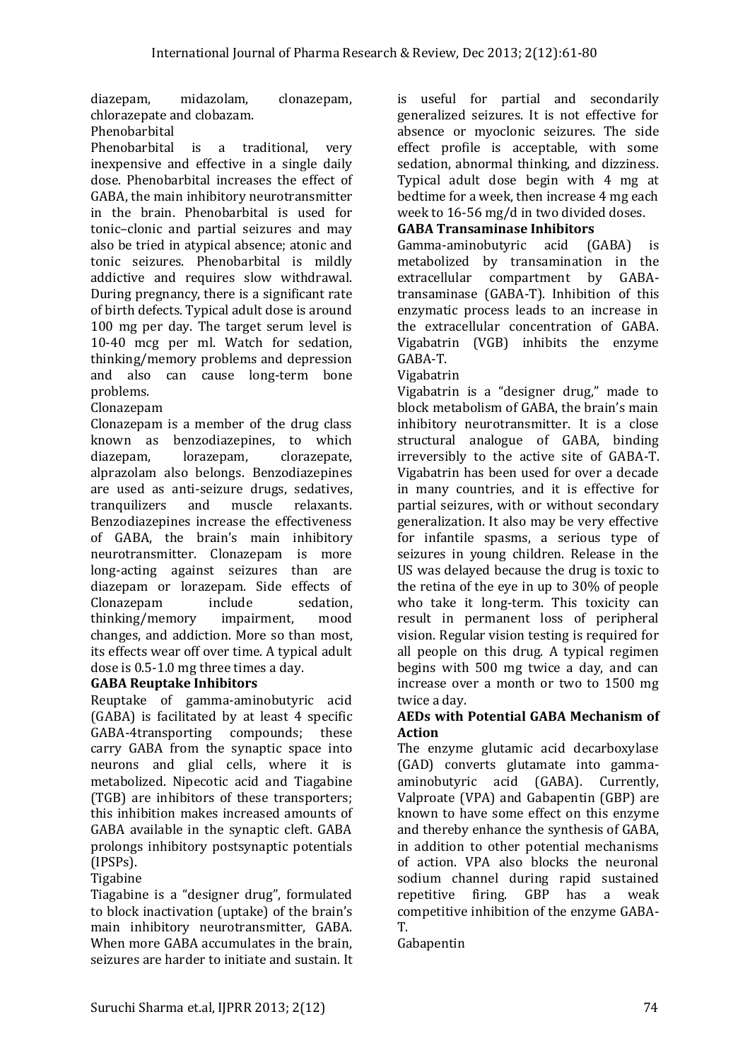diazepam, midazolam, clonazepam, chlorazepate and clobazam.

Phenobarbital

Phenobarbital is a traditional, very inexpensive and effective in a single daily dose. Phenobarbital increases the effect of GABA, the main inhibitory neurotransmitter in the brain. Phenobarbital is used for tonic–clonic and partial seizures and may also be tried in atypical absence; atonic and tonic seizures. Phenobarbital is mildly addictive and requires slow withdrawal. During pregnancy, there is a significant rate of birth defects. Typical adult dose is around 100 mg per day. The target serum level is 10-40 mcg per ml. Watch for sedation, thinking/memory problems and depression and also can cause long-term bone problems.

Clonazepam

Clonazepam is a member of the drug class known as benzodiazepines, to which diazepam, lorazepam, clorazepate, alprazolam also belongs. Benzodiazepines are used as anti-seizure drugs, sedatives, tranquilizers and muscle relaxants. Benzodiazepines increase the effectiveness of GABA, the brain's main inhibitory neurotransmitter. Clonazepam is more long-acting against seizures than are diazepam or lorazepam. Side effects of Clonazepam include sedation, thinking/memory impairment, mood changes, and addiction. More so than most, its effects wear off over time. A typical adult dose is 0.5-1.0 mg three times a day.

**GABA Reuptake Inhibitors**

Reuptake of gamma-aminobutyric acid (GABA) is facilitated by at least 4 specific GABA-4transporting compounds; these carry GABA from the synaptic space into neurons and glial cells, where it is metabolized. Nipecotic acid and Tiagabine (TGB) are inhibitors of these transporters; this inhibition makes increased amounts of GABA available in the synaptic cleft. GABA prolongs inhibitory postsynaptic potentials (IPSPs).

Tigabine

Tiagabine is a "designer drug", formulated to block inactivation (uptake) of the brain's main inhibitory neurotransmitter, GABA. When more GABA accumulates in the brain, seizures are harder to initiate and sustain. It is useful for partial and secondarily generalized seizures. It is not effective for absence or myoclonic seizures. The side effect profile is acceptable, with some sedation, abnormal thinking, and dizziness. Typical adult dose begin with 4 mg at bedtime for a week, then increase 4 mg each week to 16-56 mg/d in two divided doses.

**GABA Transaminase Inhibitors**

Gamma-aminobutyric acid (GABA) is metabolized by transamination in the extracellular compartment by GABA-transaminase (GABA-T). Inhibition of this enzymatic process leads to an increase in the extracellular concentration of GABA. Vigabatrin (VGB) inhibits the enzyme GABA-T.

Vigabatrin

Vigabatrin is a "designer drug," made to block metabolism of GABA, the brain's main inhibitory neurotransmitter. It is a close structural analogue of GABA, binding irreversibly to the active site of GABA-T. Vigabatrin has been used for over a decade in many countries, and it is effective for partial seizures, with or without secondary generalization. It also may be very effective for infantile spasms, a serious type of seizures in young children. Release in the US was delayed because the drug is toxic to the retina of the eye in up to 30% of people who take it long-term. This toxicity can result in permanent loss of peripheral vision. Regular vision testing is required for all people on this drug. A typical regimen begins with 500 mg twice a day, and can increase over a month or two to 1500 mg twice a day.

**AEDs with Potential GABA Mechanism of Action**

The enzyme glutamic acid decarboxylase (GAD) converts glutamate into gamma-aminobutyric acid (GABA). Currently, Valproate (VPA) and Gabapentin (GBP) are known to have some effect on this enzyme and thereby enhance the synthesis of GABA, in addition to other potential mechanisms of action. VPA also blocks the neuronal sodium channel during rapid sustained repetitive firing. GBP has a weak competitive inhibition of the enzyme GABA-T.

Gabapentin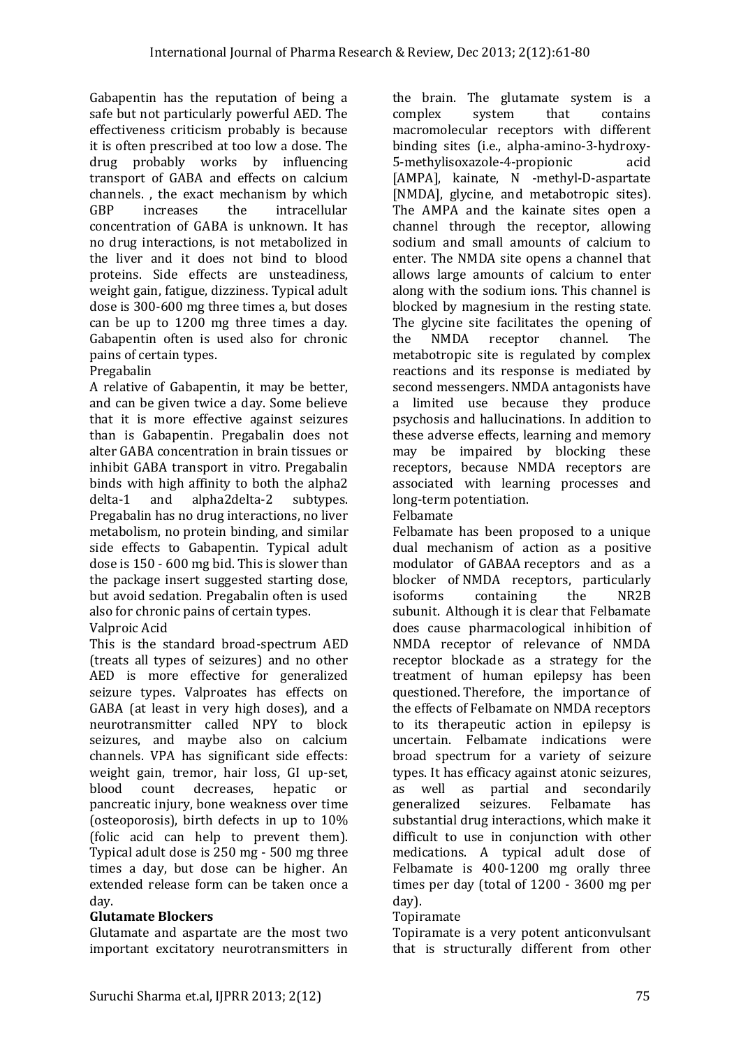Gabapentin has the reputation of being a safe but not particularly powerful AED. The effectiveness criticism probably is because it is often prescribed at too low a dose. The drug probably works by influencing transport of GABA and effects on calcium channels. , the exact mechanism by which GBP increases the intracellular concentration of GABA is unknown. It has no drug interactions, is not metabolized in the liver and it does not bind to blood proteins. Side effects are unsteadiness, weight gain, fatigue, dizziness. Typical adult dose is 300-600 mg three times a, but doses can be up to 1200 mg three times a day. Gabapentin often is used also for chronic pains of certain types.

Pregabalin

A relative of Gabapentin, it may be better, and can be given twice a day. Some believe that it is more effective against seizures than is Gabapentin. Pregabalin does not alter GABA concentration in brain tissues or inhibit GABA transport in vitro. Pregabalin binds with high affinity to both the alpha2 delta-1 and alpha2delta-2 subtypes. Pregabalin has no drug interactions, no liver metabolism, no protein binding, and similar side effects to Gabapentin. Typical adult dose is 150 - 600 mg bid. This is slower than the package insert suggested starting dose, but avoid sedation. Pregabalin often is used also for chronic pains of certain types.

Valproic Acid

This is the standard broad-spectrum AED (treats all types of seizures) and no other AED is more effective for generalized seizure types. Valproates has effects on GABA (at least in very high doses), and a neurotransmitter called NPY to block seizures, and maybe also on calcium channels. VPA has significant side effects: weight gain, tremor, hair loss, GI up-set, blood count decreases, hepatic or pancreatic injury, bone weakness over time (osteoporosis), birth defects in up to 10% (folic acid can help to prevent them). Typical adult dose is 250 mg - 500 mg three times a day, but dose can be higher. An extended release form can be taken once a day.

**Glutamate Blockers**

Glutamate and aspartate are the most two important excitatory neurotransmitters in the brain. The glutamate system is a complex system that contains macromolecular receptors with different binding sites (i.e., alpha-amino-3-hydroxy-5-methylisoxazole-4-propionic acid [AMPA], kainate, N -methyl-D-aspartate [NMDA], glycine, and metabotropic sites). The AMPA and the kainate sites open a channel through the receptor, allowing sodium and small amounts of calcium to enter. The NMDA site opens a channel that allows large amounts of calcium to enter along with the sodium ions. This channel is blocked by magnesium in the resting state. The glycine site facilitates the opening of the NMDA receptor channel. The metabotropic site is regulated by complex reactions and its response is mediated by second messengers. NMDA antagonists have a limited use because they produce psychosis and hallucinations. In addition to these adverse effects, learning and memory may be impaired by blocking these receptors, because NMDA receptors are associated with learning processes and long-term potentiation.

Felbamate

Felbamate has been proposed to a unique dual mechanism of action as a positive modulator of GABAA receptors and as a blocker of NMDA receptors, particularly isoforms containing the NR2B subunit. Although it is clear that Felbamate does cause pharmacological inhibition of NMDA receptor of relevance of NMDA receptor blockade as a strategy for the treatment of human epilepsy has been questioned. Therefore, the importance of the effects of Felbamate on NMDA receptors to its therapeutic action in epilepsy is uncertain. Felbamate indications were broad spectrum for a variety of seizure types. It has efficacy against atonic seizures, as well as partial and secondarily generalized seizures. Felbamate has substantial drug interactions, which make it difficult to use in conjunction with other medications. A typical adult dose of Felbamate is 400-1200 mg orally three times per day (total of 1200 - 3600 mg per day).

Topiramate

Topiramate is a very potent anticonvulsant that is structurally different from other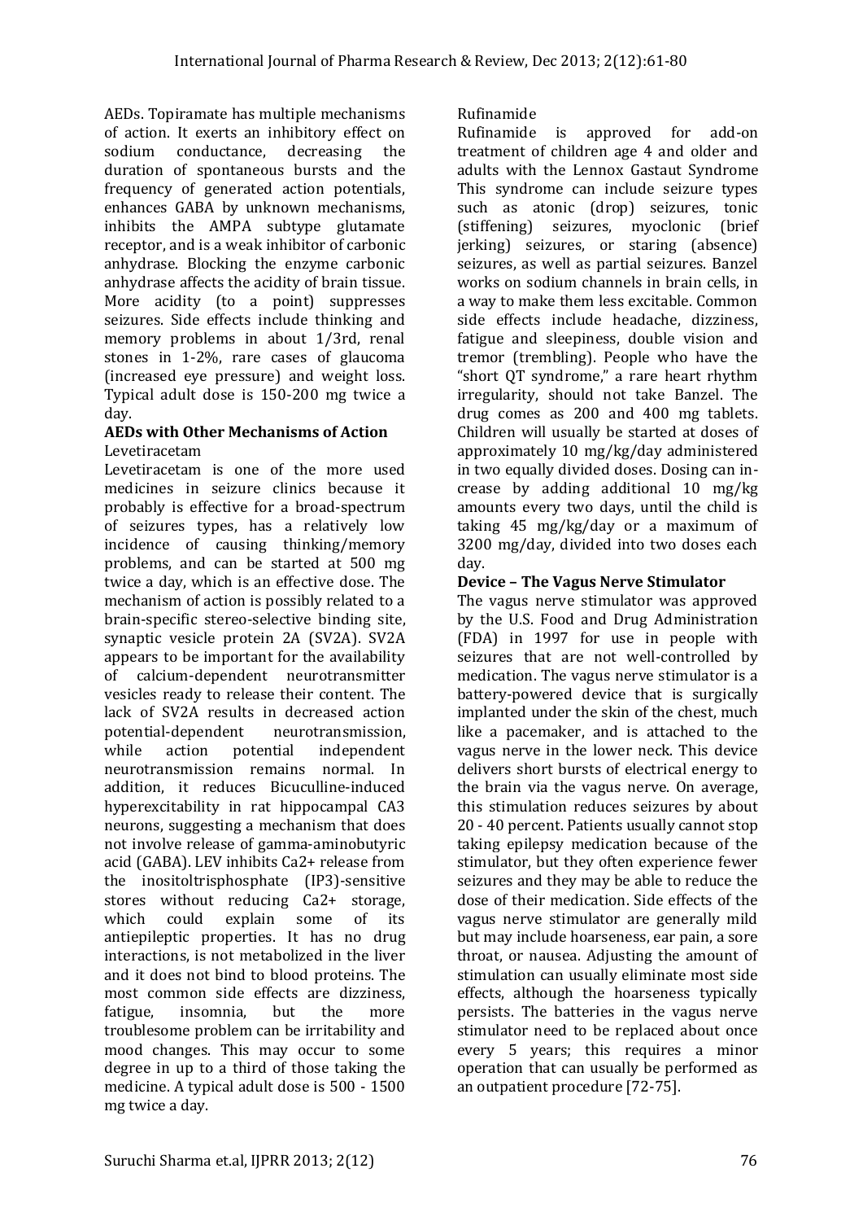AEDs. Topiramate has multiple mechanisms of action. It exerts an inhibitory effect on sodium conductance, decreasing the duration of spontaneous bursts and the frequency of generated action potentials, enhances GABA by unknown mechanisms, inhibits the AMPA subtype glutamate receptor, and is a weak inhibitor of carbonic anhydrase. Blocking the enzyme carbonic anhydrase affects the acidity of brain tissue. More acidity (to a point) suppresses seizures. Side effects include thinking and memory problems in about 1/3rd, renal stones in 1-2%, rare cases of glaucoma (increased eye pressure) and weight loss. Typical adult dose is 150-200 mg twice a day.

### AEDs with Other Mechanisms of Action

Levetiracetam

Levetiracetam is one of the more used medicines in seizure clinics because it probably is effective for a broad-spectrum of seizures types, has a relatively low incidence of causing thinking/memory problems, and can be started at 500 mg twice a day, which is an effective dose. The mechanism of action is possibly related to a brain-specific stereo-selective binding site, synaptic vesicle protein 2A (SV2A). SV2A appears to be important for the availability of calcium-dependent neurotransmitter vesicles ready to release their content. The lack of SV2A results in decreased action potential-dependent neurotransmission, while action potential independent neurotransmission remains normal. In addition, it reduces Bicuculline-induced hyperexcitability in rat hippocampal CA3 neurons, suggesting a mechanism that does not involve release of gamma-aminobutyric acid (GABA). LEV inhibits $Ca^{2+}$ release from the inositoltrisphosphate (IP3)-sensitive stores without reducing $Ca^{2+}$ storage, which could explain some of its antiepileptic properties. It has no drug interactions, is not metabolized in the liver and it does not bind to blood proteins. The most common side effects are dizziness, fatigue, insomnia, but the more troublesome problem can be irritability and mood changes. This may occur to some degree in up to a third of those taking the medicine. A typical adult dose is 500 - 1500 mg twice a day.

Rufinamide

Rufinamide is approved for add-on treatment of children age 4 and older and adults with the Lennox Gastaut Syndrome This syndrome can include seizure types such as atonic (drop) seizures, tonic (stiffening) seizures, myoclonic (brief jerking) seizures, or staring (absence) seizures, as well as partial seizures. Banzel works on sodium channels in brain cells, in a way to make them less excitable. Common side effects include headache, dizziness, fatigue and sleepiness, double vision and tremor (trembling). People who have the "short QT syndrome," a rare heart rhythm irregularity, should not take Banzel. The drug comes as 200 and 400 mg tablets. Children will usually be started at doses of approximately 10 mg/kg/day administered in two equally divided doses. Dosing can increase by adding additional 10 mg/kg amounts every two days, until the child is taking 45 mg/kg/day or a maximum of 3200 mg/day, divided into two doses each day.

### Device – The Vagus Nerve Stimulator

The vagus nerve stimulator was approved by the U.S. Food and Drug Administration (FDA) in 1997 for use in people with seizures that are not well-controlled by medication. The vagus nerve stimulator is a battery-powered device that is surgically implanted under the skin of the chest, much like a pacemaker, and is attached to the vagus nerve in the lower neck. This device delivers short bursts of electrical energy to the brain via the vagus nerve. On average, this stimulation reduces seizures by about 20 - 40 percent. Patients usually cannot stop taking epilepsy medication because of the stimulator, but they often experience fewer seizures and they may be able to reduce the dose of their medication. Side effects of the vagus nerve stimulator are generally mild but may include hoarseness, ear pain, a sore throat, or nausea. Adjusting the amount of stimulation can usually eliminate most side effects, although the hoarseness typically persists. The batteries in the vagus nerve stimulator need to be replaced about once every 5 years; this requires a minor operation that can usually be performed as an outpatient procedure [72-75].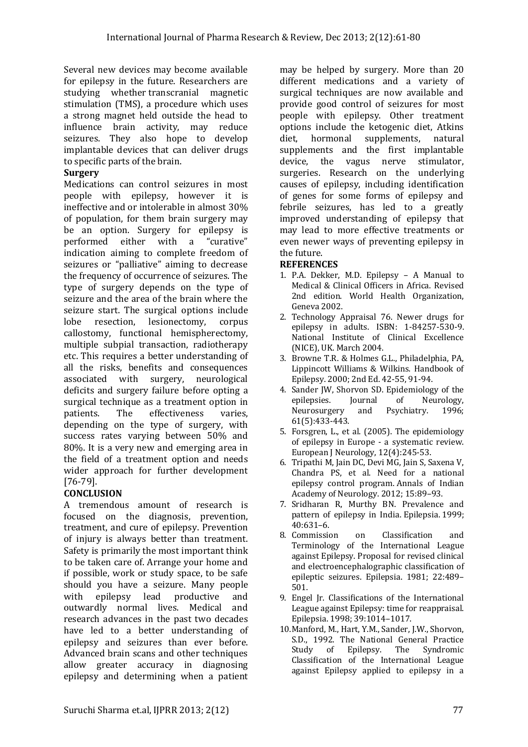Several new devices may become available for epilepsy in the future. Researchers are studying whether transcranial magnetic stimulation (TMS), a procedure which uses a strong magnet held outside the head to influence brain activity, may reduce seizures. They also hope to develop implantable devices that can deliver drugs to specific parts of the brain.

**Surgery**

Medications can control seizures in most people with epilepsy, however it is ineffective and or intolerable in almost 30% of population, for them brain surgery may be an option. Surgery for epilepsy is performed either with a "curative" indication aiming to complete freedom of seizures or "palliative" aiming to decrease the frequency of occurrence of seizures. The type of surgery depends on the type of seizure and the area of the brain where the seizure start. The surgical options include lobe resection, lesionectomy, corpus callostomy, functional hemispherectomy, multiple subpial transaction, radiotherapy etc. This requires a better understanding of all the risks, benefits and consequences associated with surgery, neurological deficits and surgery failure before opting a surgical technique as a treatment option in patients. The effectiveness varies, depending on the type of surgery, with success rates varying between 50% and 80%. It is a very new and emerging area in the field of a treatment option and needs wider approach for further development [76-79].

## CONCLUSION

A tremendous amount of research is focused on the diagnosis, prevention, treatment, and cure of epilepsy. Prevention of injury is always better than treatment. Safety is primarily the most important think to be taken care of. Arrange your home and if possible, work or study space, to be safe should you have a seizure. Many people with epilepsy lead productive and outwardly normal lives. Medical and research advances in the past two decades have led to a better understanding of epilepsy and seizures than ever before. Advanced brain scans and other techniques allow greater accuracy in diagnosing epilepsy and determining when a patient may be helped by surgery. More than 20 different medications and a variety of surgical techniques are now available and provide good control of seizures for most people with epilepsy. Other treatment options include the ketogenic diet, Atkins diet, hormonal supplements, natural supplements and the first implantable device, the vagus nerve stimulator, surgeries. Research on the underlying causes of epilepsy, including identification of genes for some forms of epilepsy and febrile seizures, has led to a greatly improved understanding of epilepsy that may lead to more effective treatments or even newer ways of preventing epilepsy in the future.

## REFERENCES

1. P.A. Dekker, M.D. Epilepsy – A Manual to Medical & Clinical Officers in Africa. Revised 2nd edition. World Health Organization, Geneva 2002.
2. Technology Appraisal 76. Newer drugs for epilepsy in adults. ISBN: 1-84257-530-9. National Institute of Clinical Excellence (NICE), UK. March 2004.
3. Browne T.R. & Holmes G.L., Philadelphia, PA, Lippincott Williams & Wilkins. Handbook of Epilepsy. 2000; 2nd Ed. 42-55, 91-94.
4. Sander JW, Shorvon SD. Epidemiology of the epilepsies. Journal of Neurology, Neurosurgery and Psychiatry. 1996; 61(5):433-443.
5. Forsgren, L., et al. (2005). The epidemiology of epilepsy in Europe - a systematic review. European J Neurology, 12(4):245-53.
6. Tripathi M, Jain DC, Devi MG, Jain S, Saxena V, Chandra PS, et al. Need for a national epilepsy control program. Annals of Indian Academy of Neurology. 2012; 15:89–93.
7. Sridharan R, Murthy BN. Prevalence and pattern of epilepsy in India. Epilepsia. 1999; 40:631–6.
8. Commission on Classification and Terminology of the International League against Epilepsy. Proposal for revised clinical and electroencephalographic classification of epileptic seizures. Epilepsia. 1981; 22:489–501.
9. Engel Jr. Classifications of the International League against Epilepsy: time for reappraisal. Epilepsia. 1998; 39:1014–1017.
10. Manford, M., Hart, Y.M., Sander, J.W., Shorvon, S.D., 1992. The National General Practice Study of Epilepsy. The Syndromic Classification of the International League against Epilepsy applied to epilepsy in a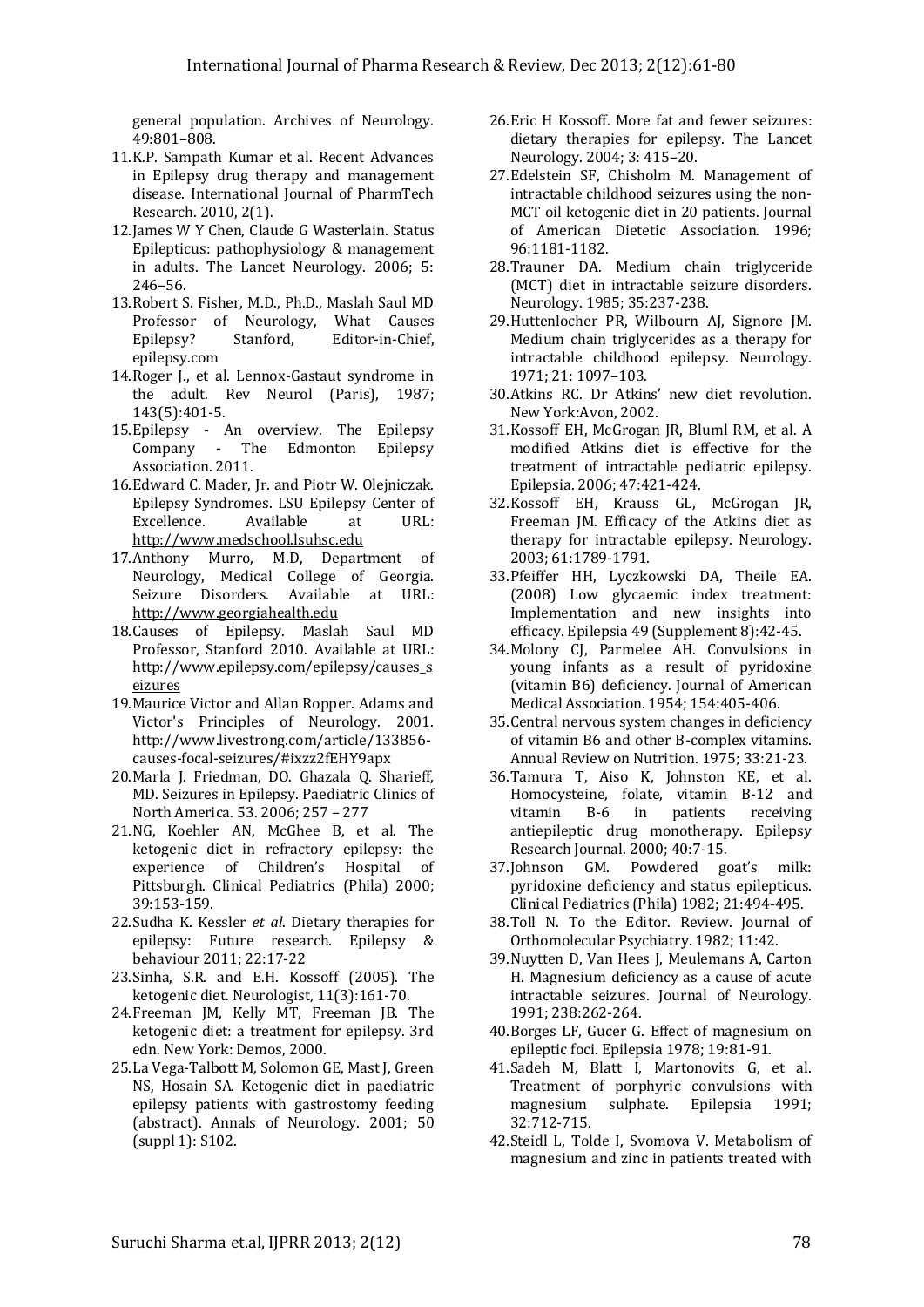general population. Archives of Neurology. 49:801–808.

11. K.P. Sampath Kumar et al. Recent Advances in Epilepsy drug therapy and management disease. International Journal of PharmTech Research. 2010, 2(1).
12. James W Y Chen, Claude G Wasterlain. Status Epilepticus: pathophysiology & management in adults. The Lancet Neurology. 2006; 5: 246–56.
13. Robert S. Fisher, M.D., Ph.D., Maslah Saul MD Professor of Neurology, What Causes Epilepsy? Stanford, Editor-in-Chief, epilepsy.com
14. Roger J., et al. Lennox-Gastaut syndrome in the adult. Rev Neurol (Paris), 1987; 143(5):401-5.
15. Epilepsy - An overview. The Epilepsy Company - The Edmonton Epilepsy Association. 2011.
16. Edward C. Mader, Jr. and Piotr W. Olejniczak. Epilepsy Syndromes. LSU Epilepsy Center of Excellence. Available at URL: http://www.medschool.lsuhsc.edu
17. Anthony Murro, M.D, Department of Neurology, Medical College of Georgia. Seizure Disorders. Available at URL: http://www.georgiahealth.edu
18. Causes of Epilepsy. Maslah Saul MD Professor, Stanford 2010. Available at URL: http://www.epilepsy.com/epilepsy/causes_seizures
19. Maurice Victor and Allan Ropper. Adams and Victor's Principles of Neurology. 2001. http://www.livestrong.com/article/133856-causes-focal-seizures/#ixzz2fEHY9apx
20. Marla J. Friedman, DO. Ghazala Q. Sharieff, MD. Seizures in Epilepsy. Paediatric Clinics of North America. 53. 2006; 257 – 277
21. NG, Koehler AN, McGhee B, et al. The ketogenic diet in refractory epilepsy: the experience of Children's Hospital of Pittsburgh. Clinical Pediatrics (Phila) 2000; 39:153-159.
22. Sudha K. Kessler *et al*. Dietary therapies for epilepsy: Future research. Epilepsy & behaviour 2011; 22:17-22
23. Sinha, S.R. and E.H. Kossoff (2005). The ketogenic diet. Neurologist, 11(3):161-70.
24. Freeman JM, Kelly MT, Freeman JB. The ketogenic diet: a treatment for epilepsy. 3rd edn. New York: Demos, 2000.
25. La Vega-Talbott M, Solomon GE, Mast J, Green NS, Hosain SA. Ketogenic diet in paediatric epilepsy patients with gastrostomy feeding (abstract). Annals of Neurology. 2001; 50 (suppl 1): S102.
26. Eric H Kossoff. More fat and fewer seizures: dietary therapies for epilepsy. The Lancet Neurology. 2004; 3: 415–20.
27. Edelstein SF, Chisholm M. Management of intractable childhood seizures using the non-MCT oil ketogenic diet in 20 patients. Journal of American Dietetic Association. 1996; 96:1181-1182.
28. Trauner DA. Medium chain triglyceride (MCT) diet in intractable seizure disorders. Neurology. 1985; 35:237-238.
29. Huttenlocher PR, Wilbourn AJ, Signore JM. Medium chain triglycerides as a therapy for intractable childhood epilepsy. Neurology. 1971; 21: 1097–103.
30. Atkins RC. Dr Atkins' new diet revolution. New York:Avon, 2002.
31. Kossoff EH, McGrogan JR, Bluml RM, et al. A modified Atkins diet is effective for the treatment of intractable pediatric epilepsy. Epilepsia. 2006; 47:421-424.
32. Kossoff EH, Krauss GL, McGrogan JR, Freeman JM. Efficacy of the Atkins diet as therapy for intractable epilepsy. Neurology. 2003; 61:1789-1791.
33. Pfeiffer HH, Lyczkowski DA, Theile EA. (2008) Low glycaemic index treatment: Implementation and new insights into efficacy. Epilepsia 49 (Supplement 8):42-45.
34. Molony CJ, Parmelee AH. Convulsions in young infants as a result of pyridoxine (vitamin B6) deficiency. Journal of American Medical Association. 1954; 154:405-406.
35. Central nervous system changes in deficiency of vitamin B6 and other B-complex vitamins. Annual Review on Nutrition. 1975; 33:21-23.
36. Tamura T, Aiso K, Johnston KE, et al. Homocysteine, folate, vitamin B-12 and vitamin B-6 in patients receiving antiepileptic drug monotherapy. Epilepsy Research Journal. 2000; 40:7-15.
37. Johnson GM. Powdered goat's milk: pyridoxine deficiency and status epilepticus. Clinical Pediatrics (Phila) 1982; 21:494-495.
38. Toll N. To the Editor. Review. Journal of Orthomolecular Psychiatry. 1982; 11:42.
39. Nuytten D, Van Hees J, Meulemans A, Carton H. Magnesium deficiency as a cause of acute intractable seizures. Journal of Neurology. 1991; 238:262-264.
40. Borges LF, Gucer G. Effect of magnesium on epileptic foci. Epilepsia 1978; 19:81-91.
41. Sadeh M, Blatt I, Martonovits G, et al. Treatment of porphyric convulsions with magnesium sulphate. Epilepsia 1991; 32:712-715.
42. Steidl L, Tolde I, Svomova V. Metabolism of magnesium and zinc in patients treated with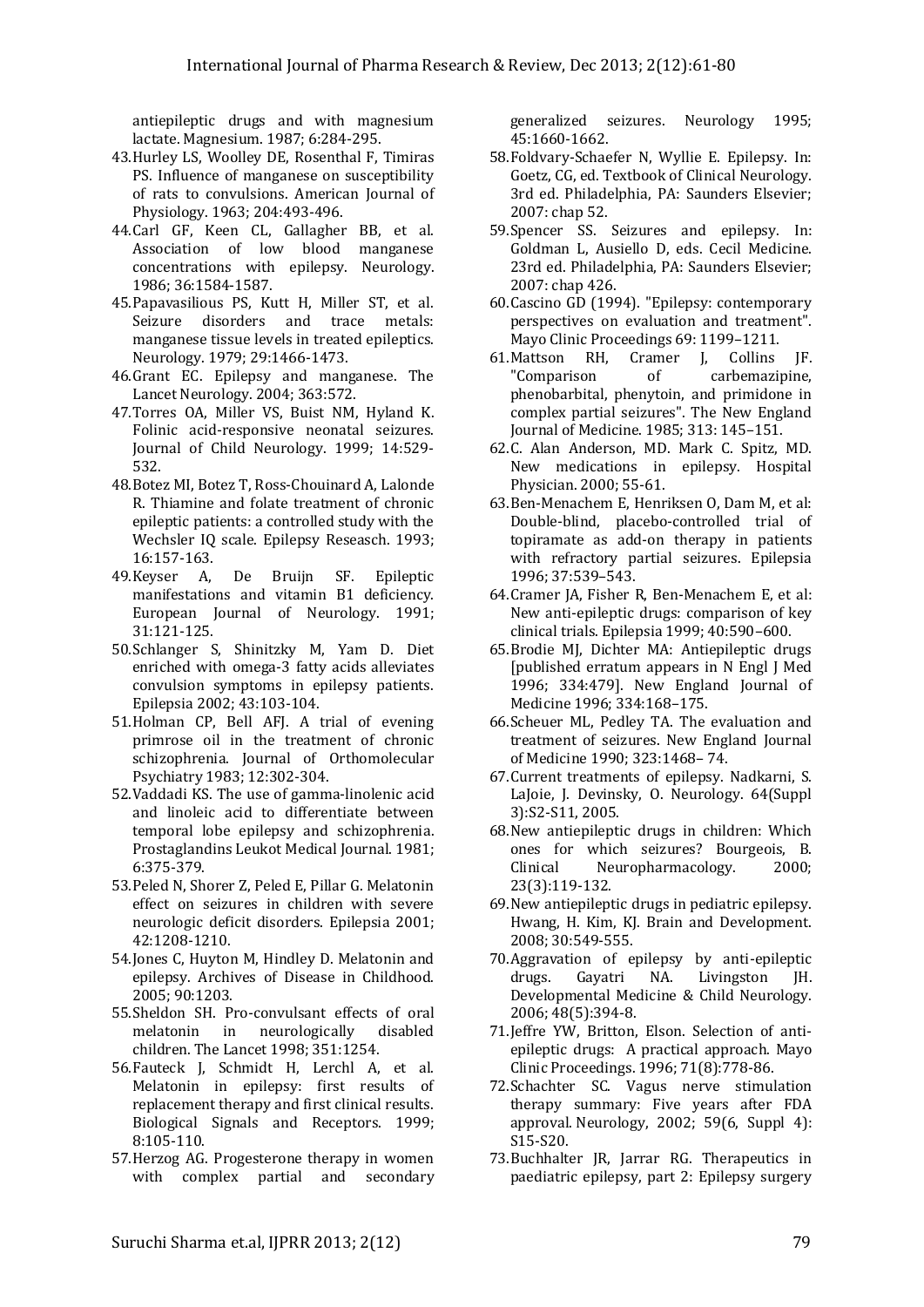antiepileptic drugs and with magnesium lactate. Magnesium. 1987; 6:284-295.

43. Hurley LS, Woolley DE, Rosenthal F, Timiras PS. Influence of manganese on susceptibility of rats to convulsions. American Journal of Physiology. 1963; 204:493-496.
44. Carl GF, Keen CL, Gallagher BB, et al. Association of low blood manganese concentrations with epilepsy. Neurology. 1986; 36:1584-1587.
45. Papavasilious PS, Kutt H, Miller ST, et al. Seizure disorders and trace metals: manganese tissue levels in treated epileptics. Neurology. 1979; 29:1466-1473.
46. Grant EC. Epilepsy and manganese. The Lancet Neurology. 2004; 363:572.
47. Torres OA, Miller VS, Buist NM, Hyland K. Folinic acid-responsive neonatal seizures. Journal of Child Neurology. 1999; 14:529-532.
48. Botez MI, Botez T, Ross-Chouinard A, Lalonde R. Thiamine and folate treatment of chronic epileptic patients: a controlled study with the Wechsler IQ scale. Epilepsy Reseasch. 1993; 16:157-163.
49. Keyser A, De Bruijn SF. Epileptic manifestations and vitamin B1 deficiency. European Journal of Neurology. 1991; 31:121-125.
50. Schlanger S, Shinitzky M, Yam D. Diet enriched with omega-3 fatty acids alleviates convulsion symptoms in epilepsy patients. Epilepsia 2002; 43:103-104.
51. Holman CP, Bell AFJ. A trial of evening primrose oil in the treatment of chronic schizophrenia. Journal of Orthomolecular Psychiatry 1983; 12:302-304.
52. Vaddadi KS. The use of gamma-linolenic acid and linoleic acid to differentiate between temporal lobe epilepsy and schizophrenia. Prostaglandins Leukot Medical Journal. 1981; 6:375-379.
53. Peled N, Shorer Z, Peled E, Pillar G. Melatonin effect on seizures in children with severe neurologic deficit disorders. Epilepsia 2001; 42:1208-1210.
54. Jones C, Huyton M, Hindley D. Melatonin and epilepsy. Archives of Disease in Childhood. 2005; 90:1203.
55. Sheldon SH. Pro-convulsant effects of oral melatonin in neurologically disabled children. The Lancet 1998; 351:1254.
56. Fauteck J, Schmidt H, Lerchl A, et al. Melatonin in epilepsy: first results of replacement therapy and first clinical results. Biological Signals and Receptors. 1999; 8:105-110.
57. Herzog AG. Progesterone therapy in women with complex partial and secondary generalized seizures. Neurology 1995; 45:1660-1662.
58. Foldvary-Schaefer N, Wyllie E. Epilepsy. In: Goetz, CG, ed. Textbook of Clinical Neurology. 3rd ed. Philadelphia, PA: Saunders Elsevier; 2007: chap 52.
59. Spencer SS. Seizures and epilepsy. In: Goldman L, Ausiello D, eds. Cecil Medicine. 23rd ed. Philadelphia, PA: Saunders Elsevier; 2007: chap 426.
60. Cascino GD (1994). "Epilepsy: contemporary perspectives on evaluation and treatment". Mayo Clinic Proceedings 69: 1199–1211.
61. Mattson RH, Cramer J, Collins JF. "Comparison of carbemazipine, phenobarbital, phenytoin, and primidone in complex partial seizures". The New England Journal of Medicine. 1985; 313: 145–151.
62. C. Alan Anderson, MD. Mark C. Spitz, MD. New medications in epilepsy. Hospital Physician. 2000; 55-61.
63. Ben-Menachem E, Henriksen O, Dam M, et al: Double-blind, placebo-controlled trial of topiramate as add-on therapy in patients with refractory partial seizures. Epilepsia 1996; 37:539–543.
64. Cramer JA, Fisher R, Ben-Menachem E, et al: New anti-epileptic drugs: comparison of key clinical trials. Epilepsia 1999; 40:590–600.
65. Brodie MJ, Dichter MA: Antiepileptic drugs [published erratum appears in N Engl J Med 1996; 334:479]. New England Journal of Medicine 1996; 334:168–175.
66. Scheuer ML, Pedley TA. The evaluation and treatment of seizures. New England Journal of Medicine 1990; 323:1468– 74.
67. Current treatments of epilepsy. Nadkarni, S. LaJoie, J. Devinsky, O. Neurology. 64(Suppl 3):S2-S11, 2005.
68. New antiepileptic drugs in children: Which ones for which seizures? Bourgeois, B. Clinical Neuropharmacology. 2000; 23(3):119-132.
69. New antiepileptic drugs in pediatric epilepsy. Hwang, H. Kim, KJ. Brain and Development. 2008; 30:549-555.
70. Aggravation of epilepsy by anti-epileptic drugs. Gayatri NA. Livingston JH. Developmental Medicine & Child Neurology. 2006; 48(5):394-8.
71. Jeffre YW, Britton, Elson. Selection of anti-epileptic drugs: A practical approach. Mayo Clinic Proceedings. 1996; 71(8):778-86.
72. Schachter SC. Vagus nerve stimulation therapy summary: Five years after FDA approval. Neurology, 2002; 59(6, Suppl 4): S15-S20.
73. Buchhalter JR, Jarrar RG. Therapeutics in paediatric epilepsy, part 2: Epilepsy surgery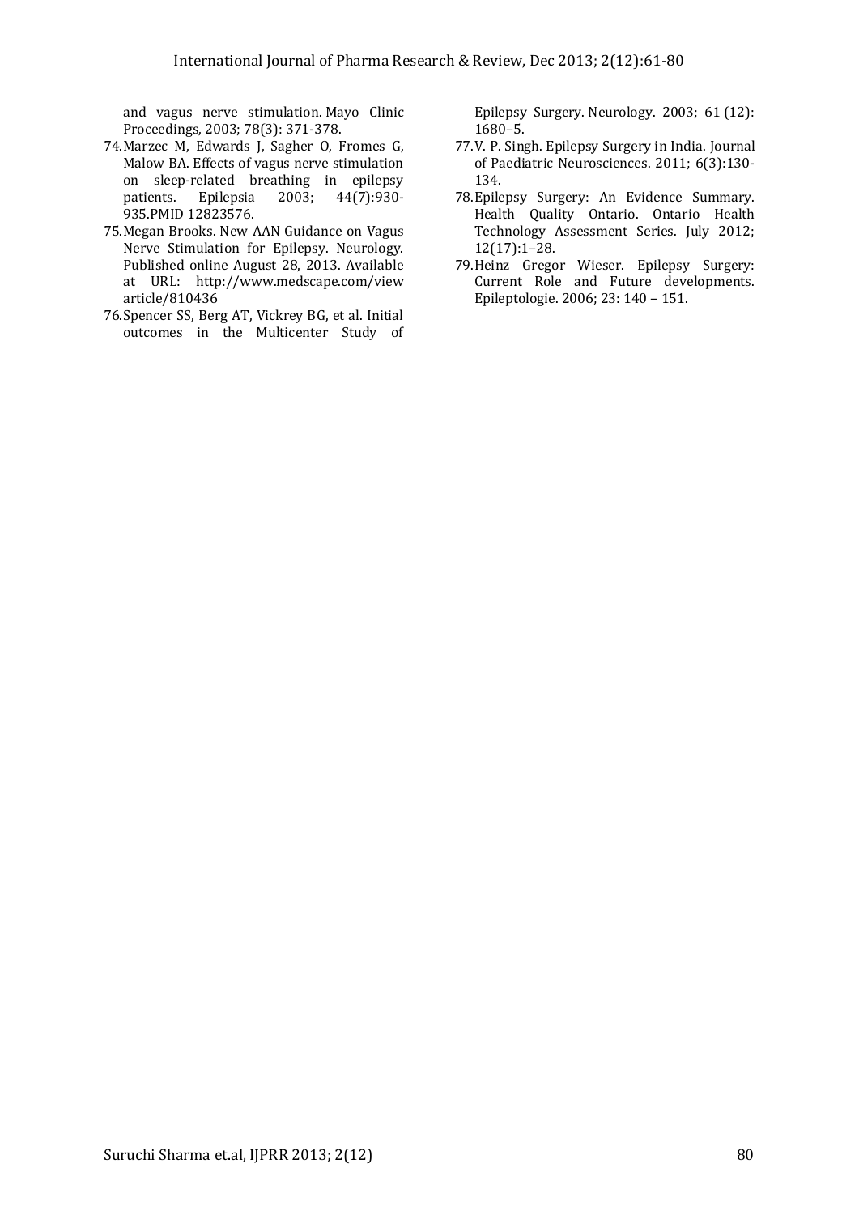and vagus nerve stimulation. Mayo Clinic Proceedings, 2003; 78(3): 371-378.

74. Marzec M, Edwards J, Sagher O, Fromes G, Malow BA. Effects of vagus nerve stimulation on sleep-related breathing in epilepsy patients. Epilepsia 2003; 44(7):930-935.PMID 12823576.
75. Megan Brooks. New AAN Guidance on Vagus Nerve Stimulation for Epilepsy. Neurology. Published online August 28, 2013. Available at URL: http://www.medscape.com/viewarticle/810436
76. Spencer SS, Berg AT, Vickrey BG, et al. Initial outcomes in the Multicenter Study of Epilepsy Surgery. Neurology. 2003; 61 (12): 1680–5.
77. V. P. Singh. Epilepsy Surgery in India. Journal of Paediatric Neurosciences. 2011; 6(3):130-134.
78. Epilepsy Surgery: An Evidence Summary. Health Quality Ontario. Ontario Health Technology Assessment Series. July 2012; 12(17):1–28.
79. Heinz Gregor Wieser. Epilepsy Surgery: Current Role and Future developments. Epileptologie. 2006; 23: 140 – 151.